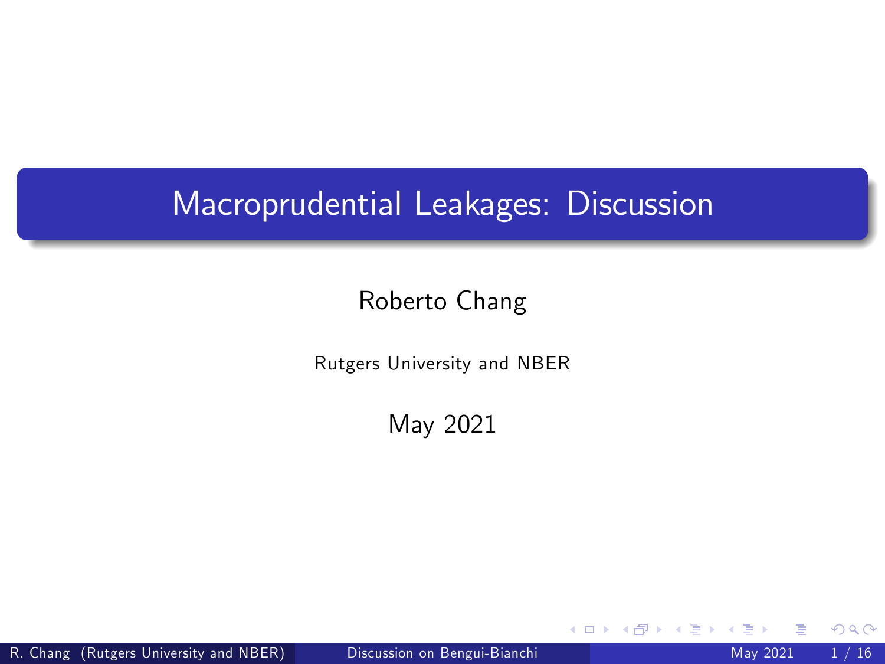# Macroprudential Leakages: Discussion

Roberto Chang

Rutgers University and NBER

May 2021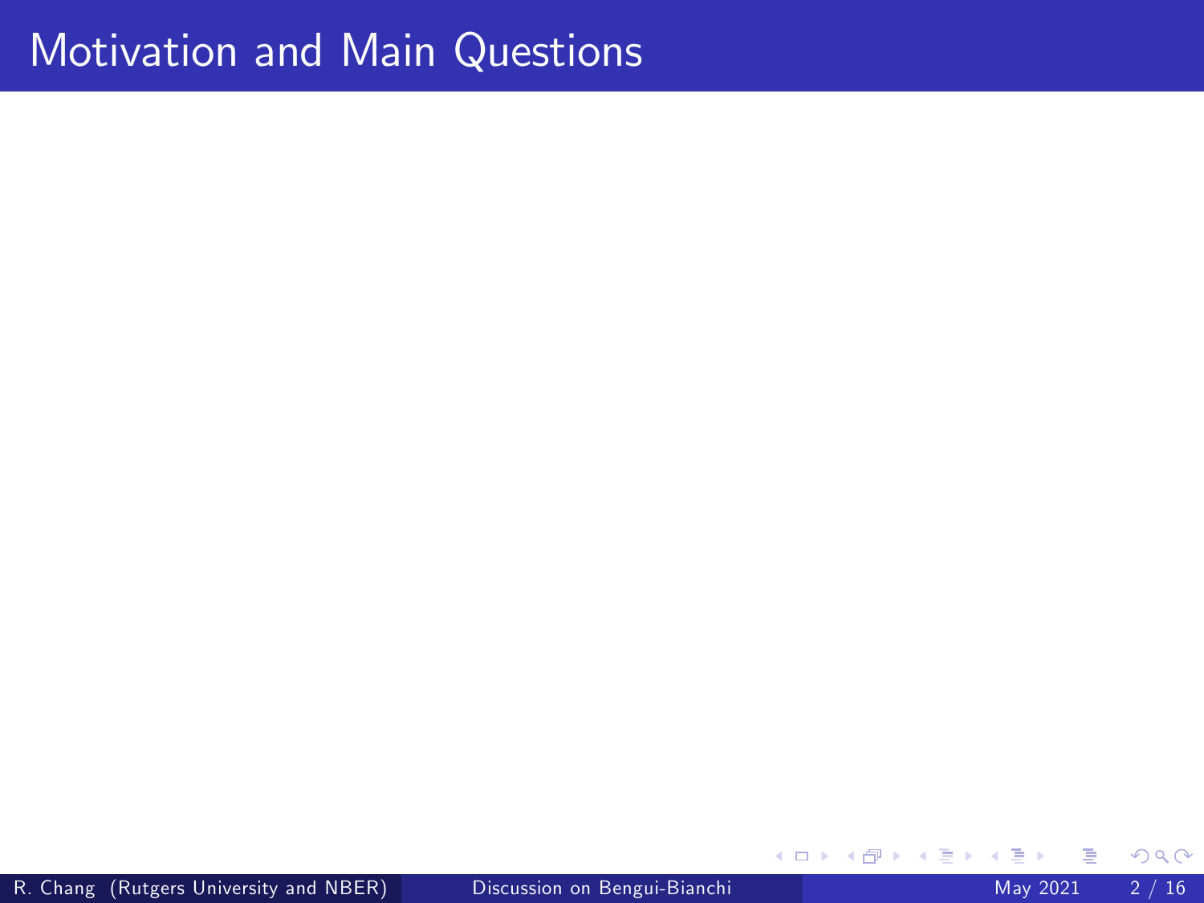# Motivation and Main Questions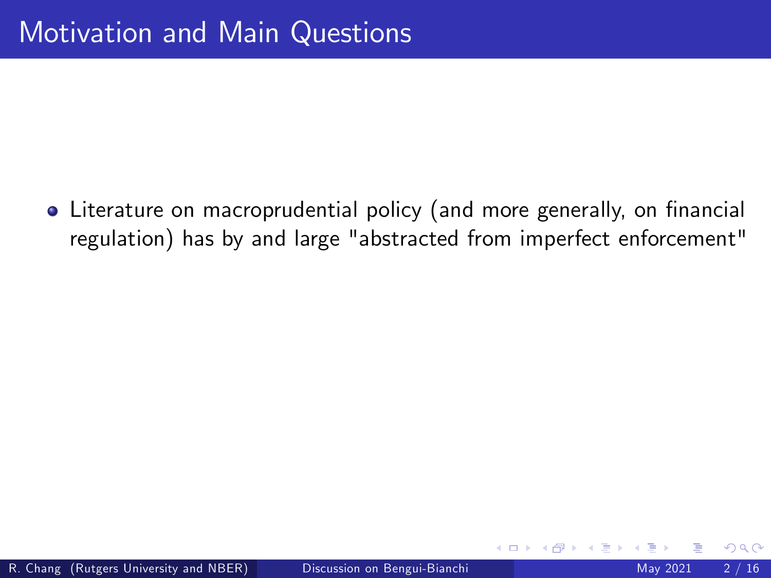# Motivation and Main Questions

- Literature on macroprudential policy (and more generally, on financial regulation) has by and large "abstracted from imperfect enforcement"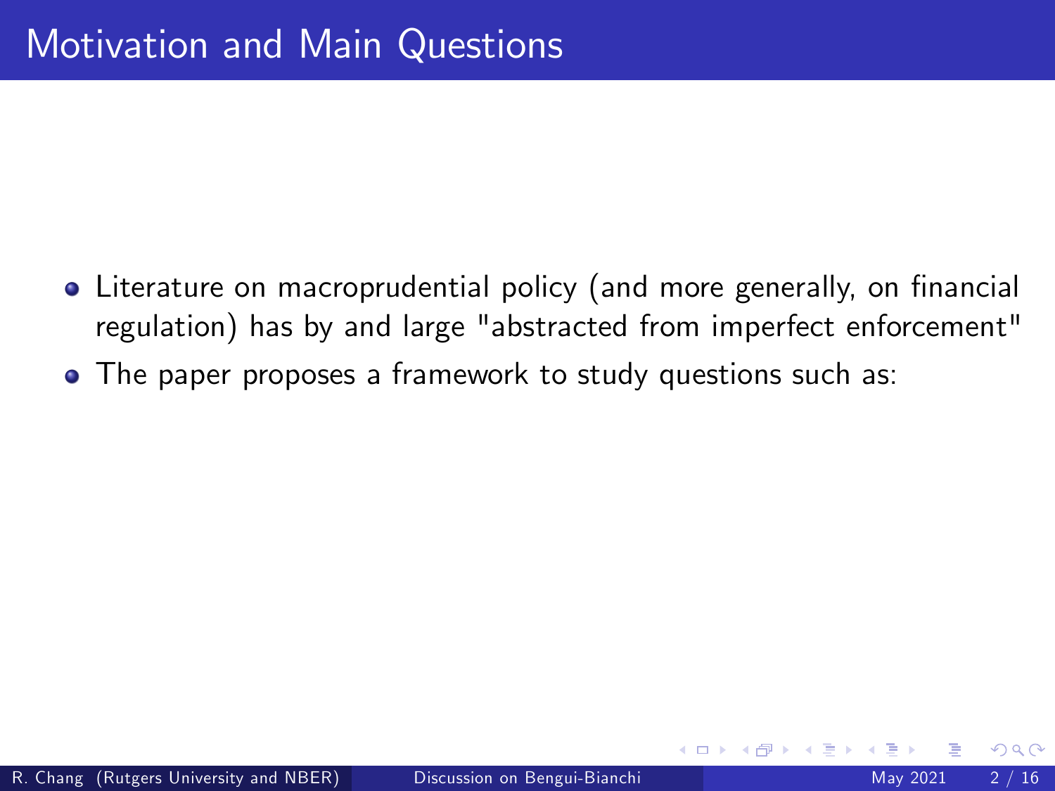# Motivation and Main Questions

- Literature on macroprudential policy (and more generally, on financial regulation) has by and large "abstracted from imperfect enforcement"
- The paper proposes a framework to study questions such as: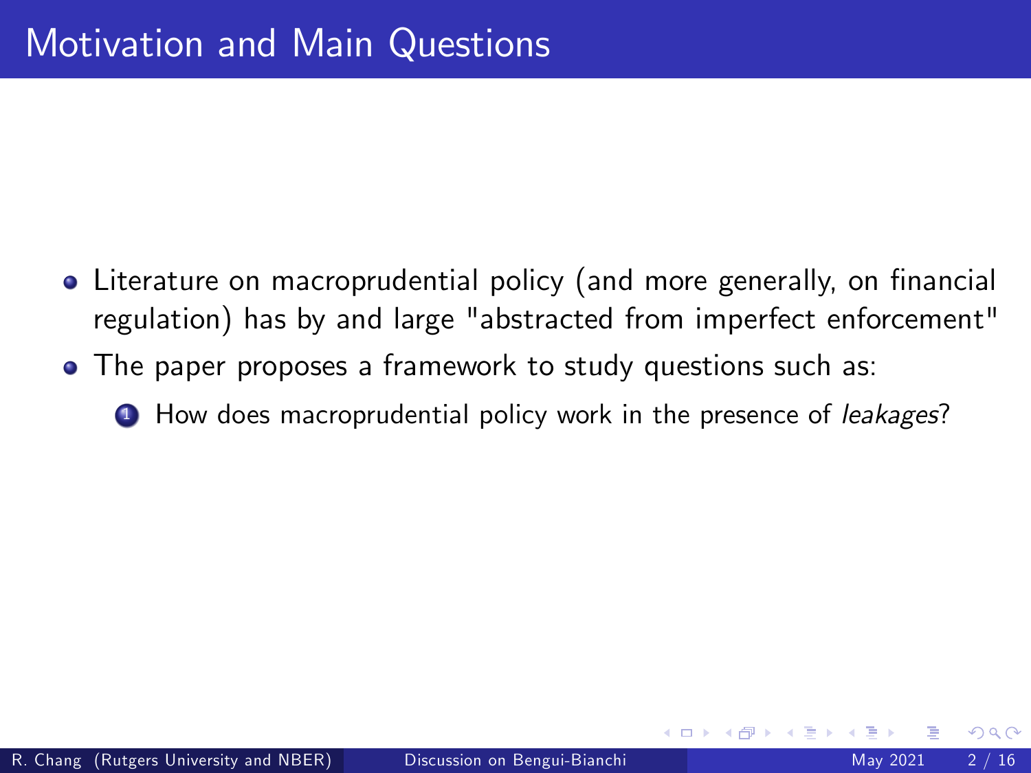# Motivation and Main Questions

- Literature on macroprudential policy (and more generally, on financial regulation) has by and large "abstracted from imperfect enforcement"
- The paper proposes a framework to study questions such as:
  1. How does macroprudential policy work in the presence of *leakages*?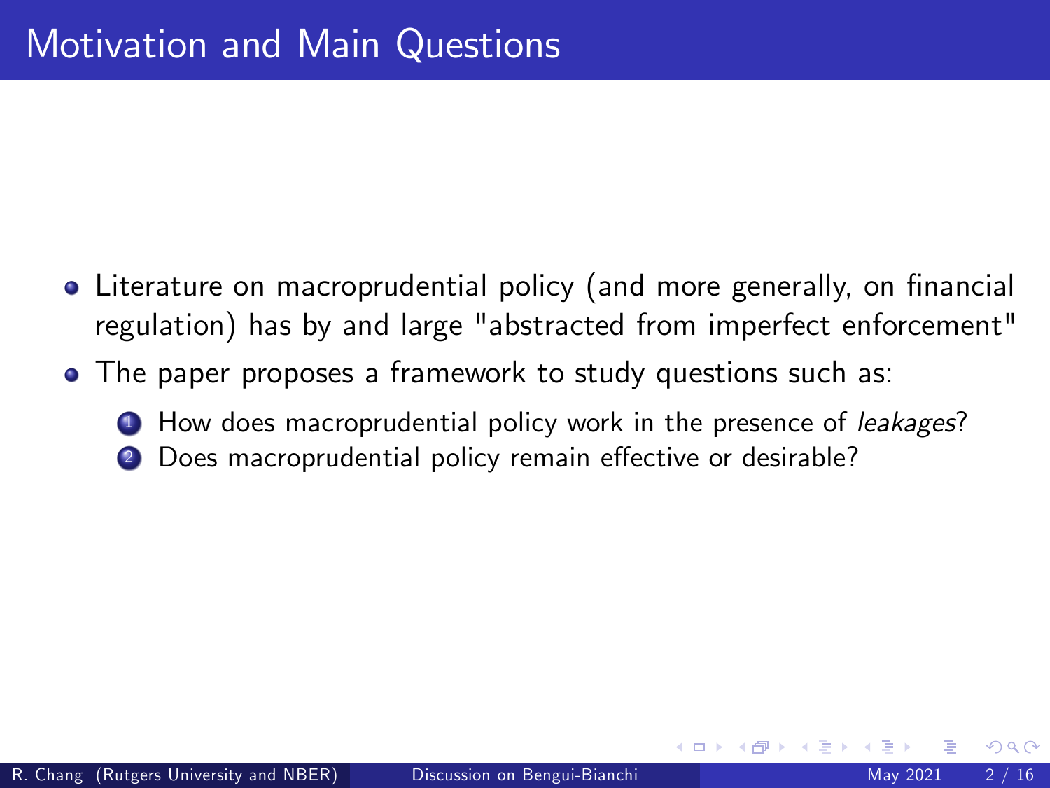# Motivation and Main Questions

- Literature on macroprudential policy (and more generally, on financial regulation) has by and large "abstracted from imperfect enforcement"
- The paper proposes a framework to study questions such as:
  1. How does macroprudential policy work in the presence of *leakages*?
  2. Does macroprudential policy remain effective or desirable?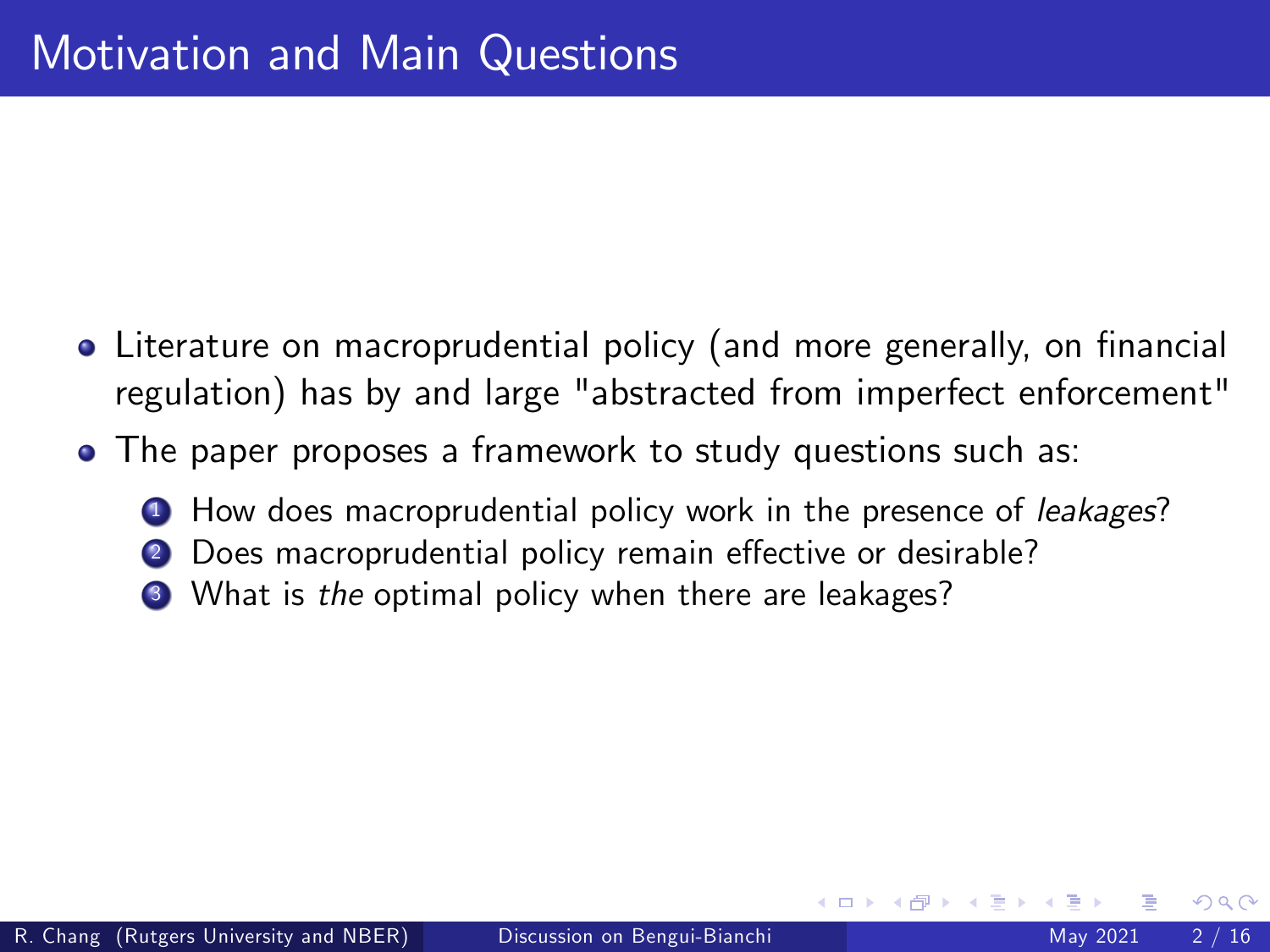# Motivation and Main Questions

- Literature on macroprudential policy (and more generally, on financial regulation) has by and large "abstracted from imperfect enforcement"
- The paper proposes a framework to study questions such as:
  1. How does macroprudential policy work in the presence of *leakages*?
  2. Does macroprudential policy remain effective or desirable?
  3. What is *the* optimal policy when there are leakages?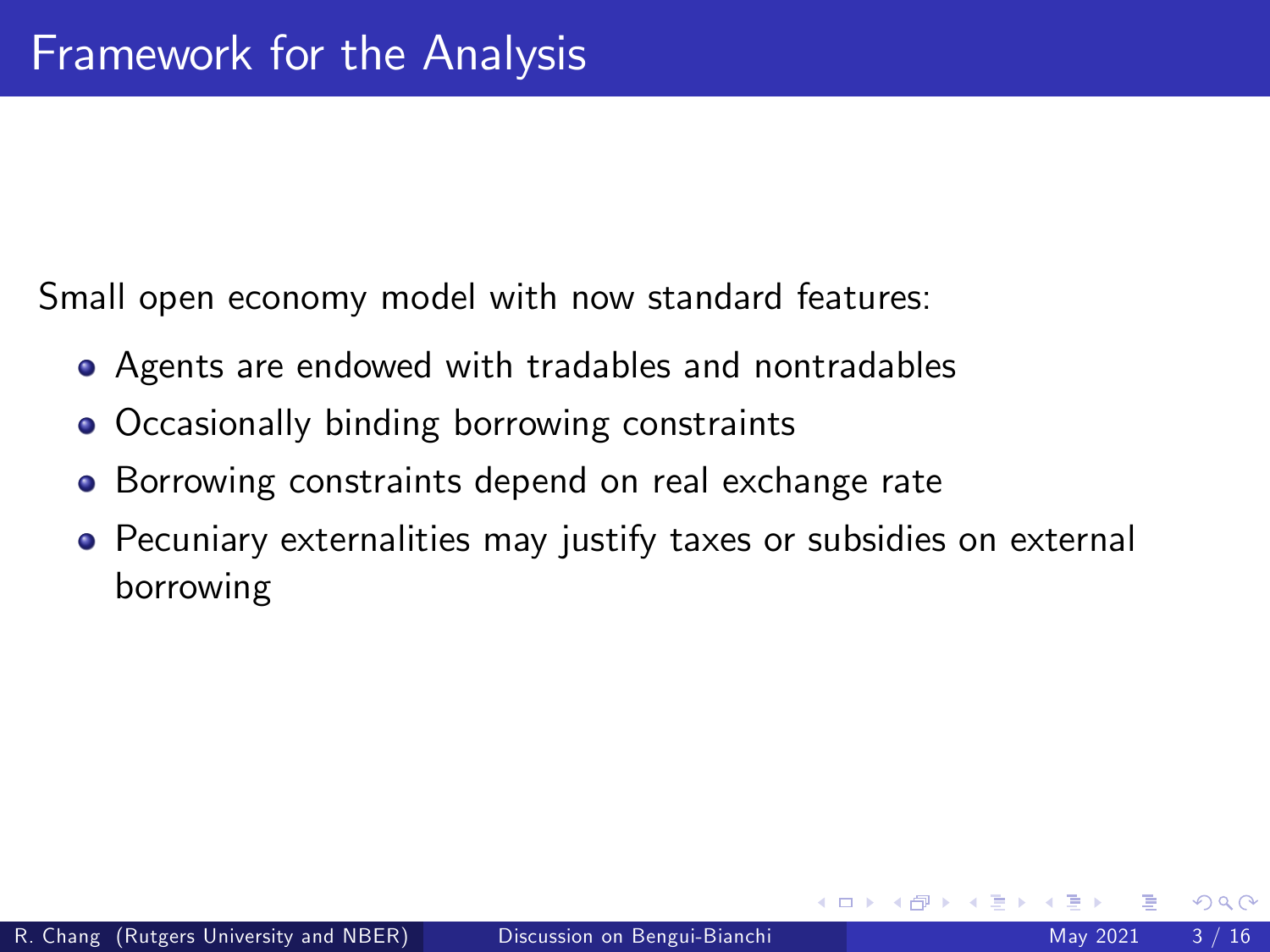# Framework for the Analysis

Small open economy model with now standard features:

- Agents are endowed with tradables and nontradables
- Occasionally binding borrowing constraints
- Borrowing constraints depend on real exchange rate
- Pecuniary externalities may justify taxes or subsidies on external borrowing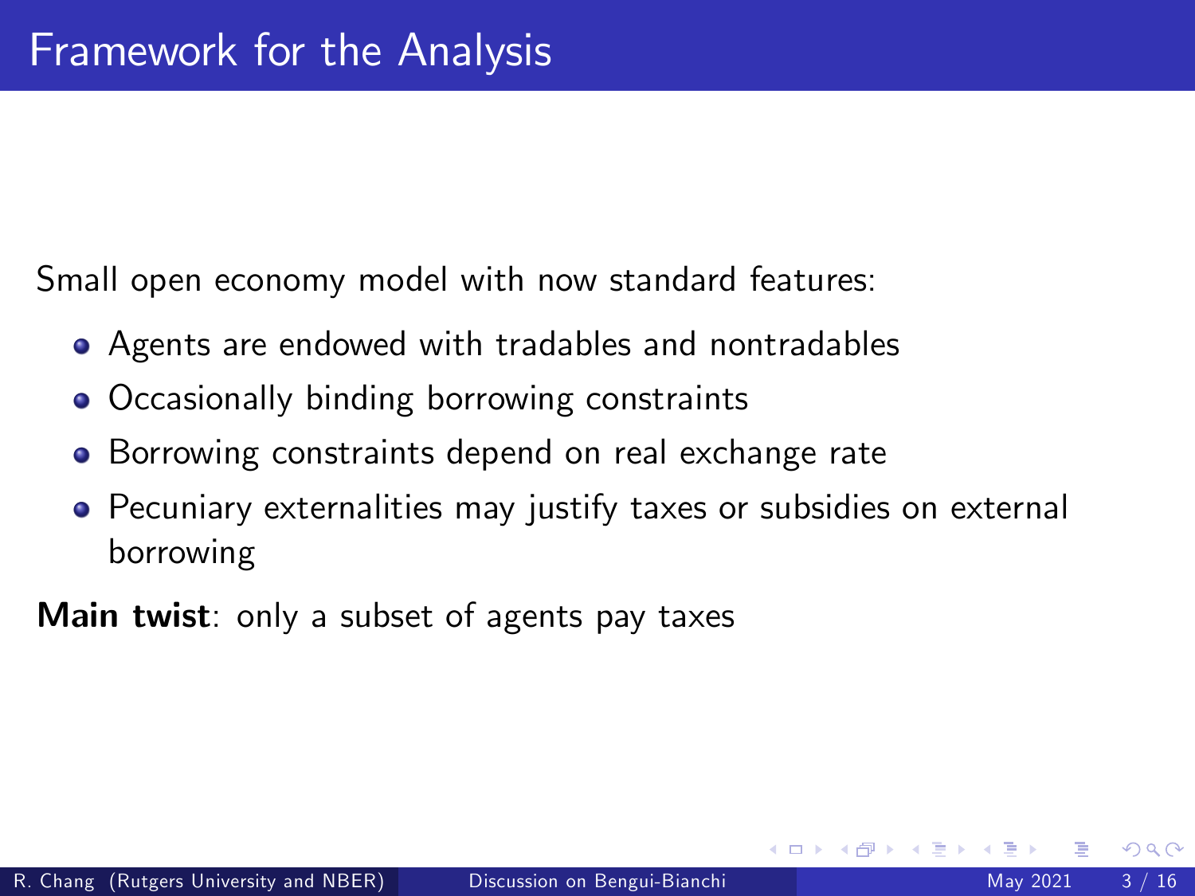# Framework for the Analysis

Small open economy model with now standard features:

- Agents are endowed with tradables and nontradables
- Occasionally binding borrowing constraints
- Borrowing constraints depend on real exchange rate
- Pecuniary externalities may justify taxes or subsidies on external borrowing

**Main twist**: only a subset of agents pay taxes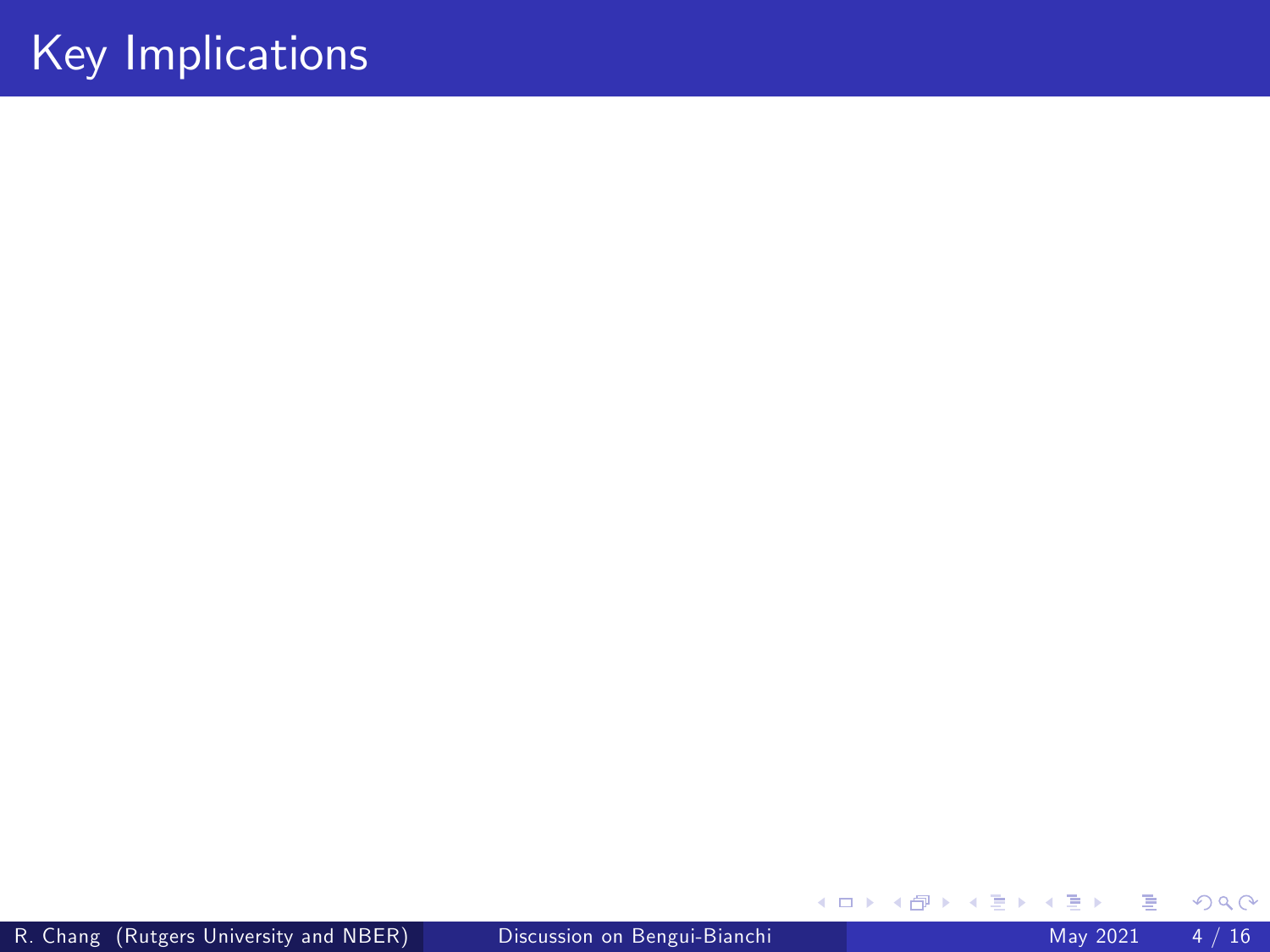# Key Implications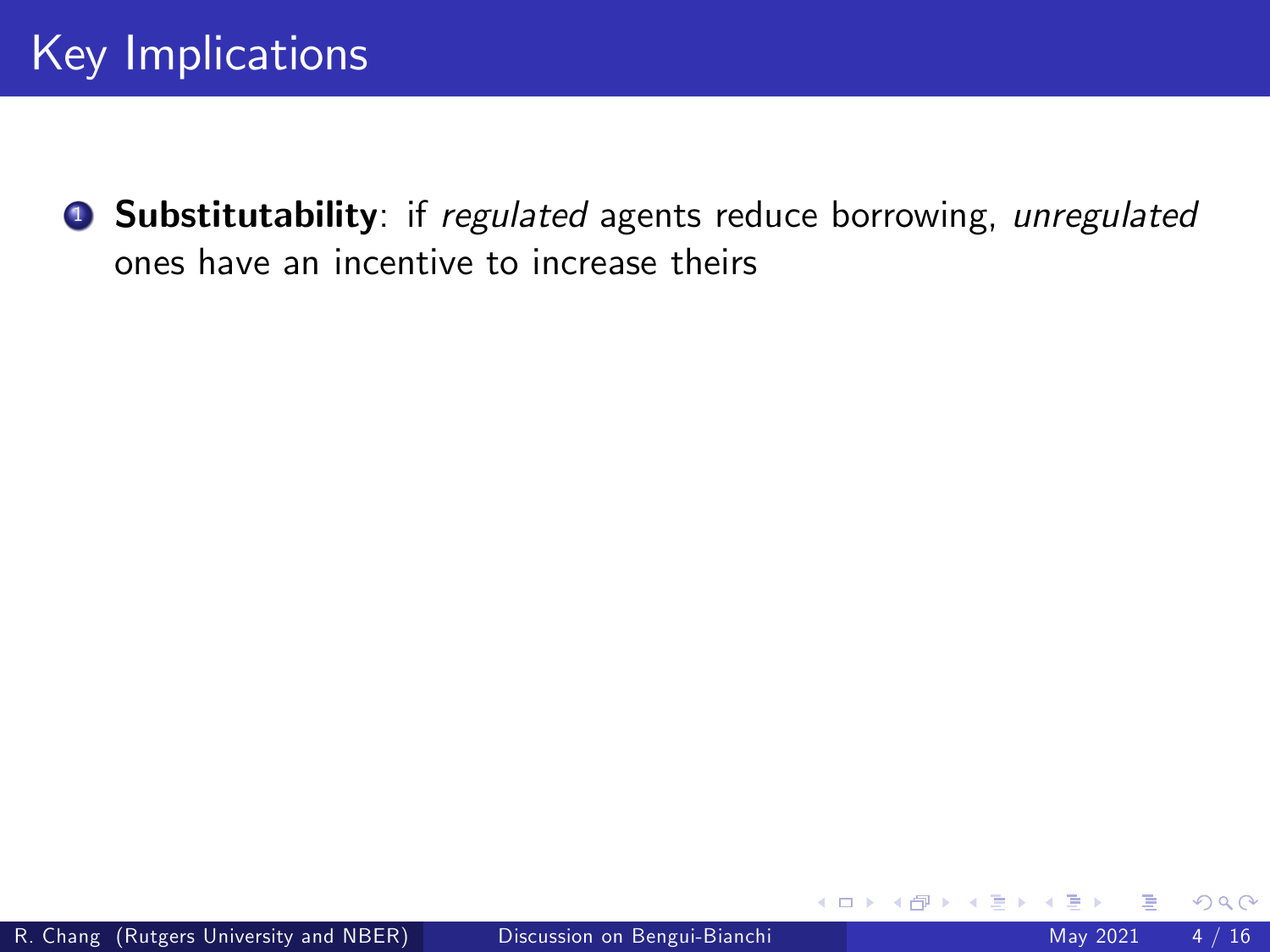# Key Implications

1. **Substitutability**: if *regulated* agents reduce borrowing, *unregulated* ones have an incentive to increase theirs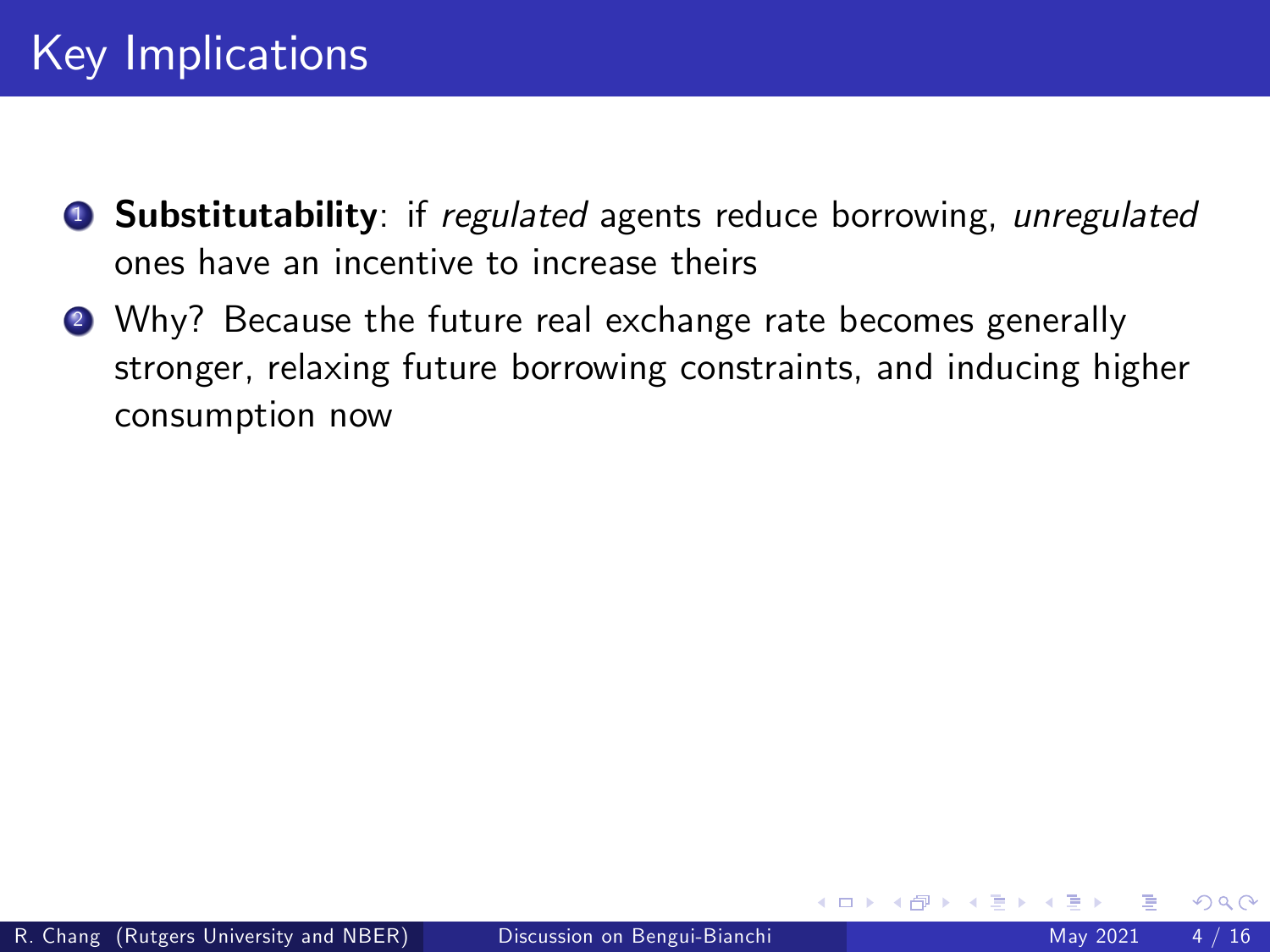# Key Implications

1. **Substitutability**: if *regulated* agents reduce borrowing, *unregulated* ones have an incentive to increase theirs
2. Why? Because the future real exchange rate becomes generally stronger, relaxing future borrowing constraints, and inducing higher consumption now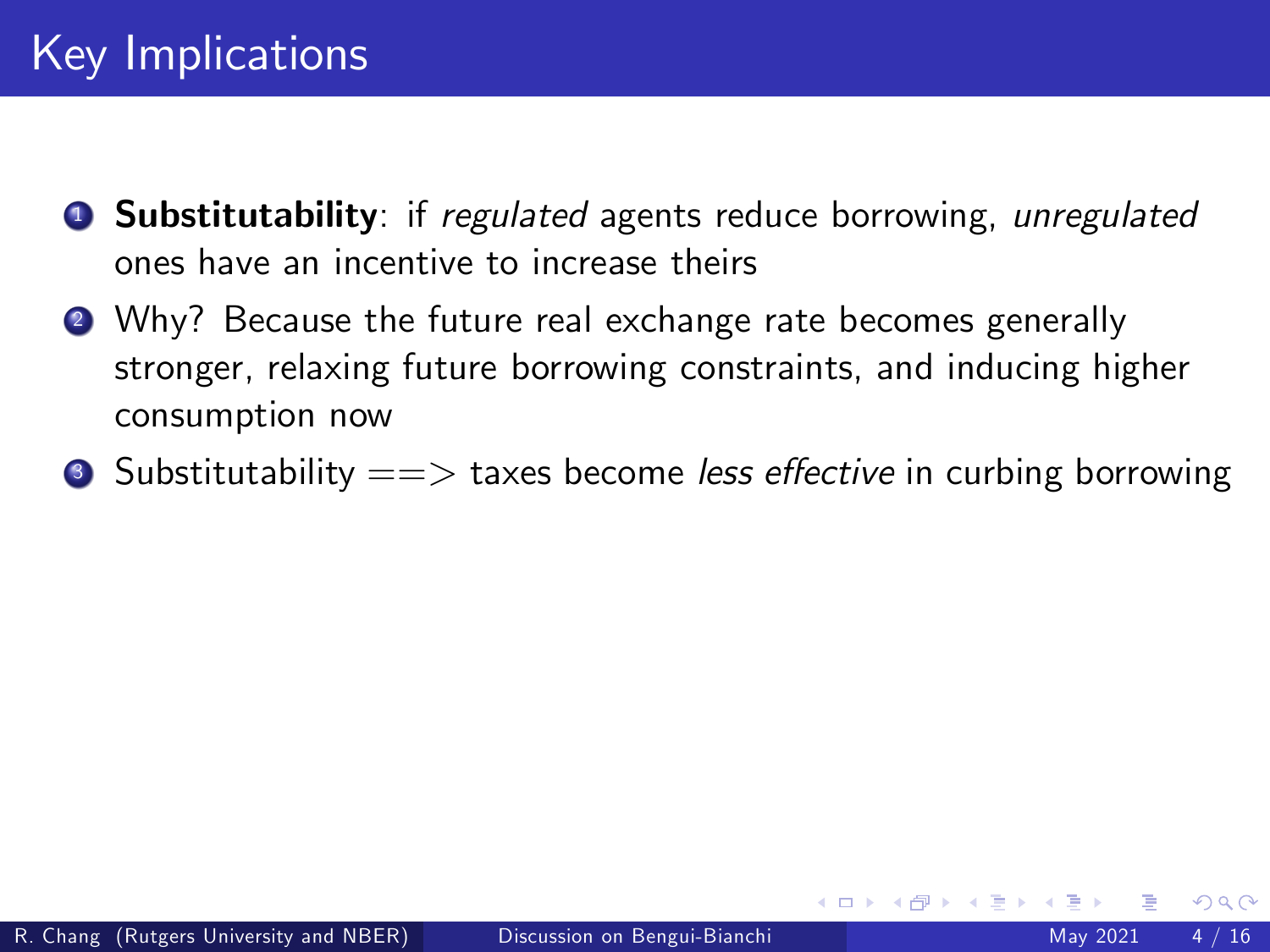# Key Implications

1. **Substitutability**: if *regulated* agents reduce borrowing, *unregulated* ones have an incentive to increase theirs
2. Why? Because the future real exchange rate becomes generally stronger, relaxing future borrowing constraints, and inducing higher consumption now
3. Substitutability ==> taxes become *less effective* in curbing borrowing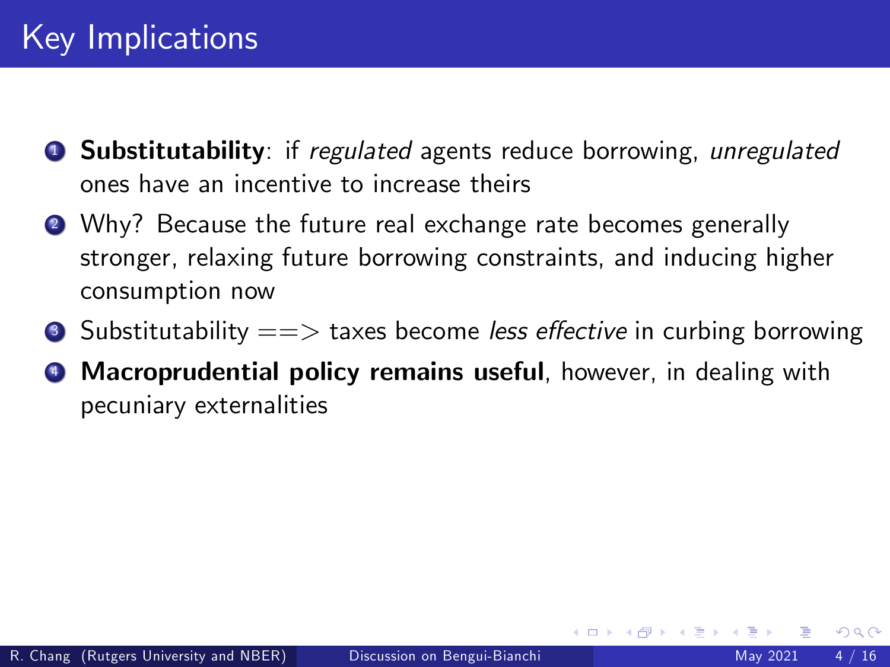# Key Implications

1. **Substitutability**: if *regulated* agents reduce borrowing, *unregulated* ones have an incentive to increase theirs
2. Why? Because the future real exchange rate becomes generally stronger, relaxing future borrowing constraints, and inducing higher consumption now
3. Substitutability ==> taxes become *less effective* in curbing borrowing
4. **Macroprudential policy remains useful**, however, in dealing with pecuniary externalities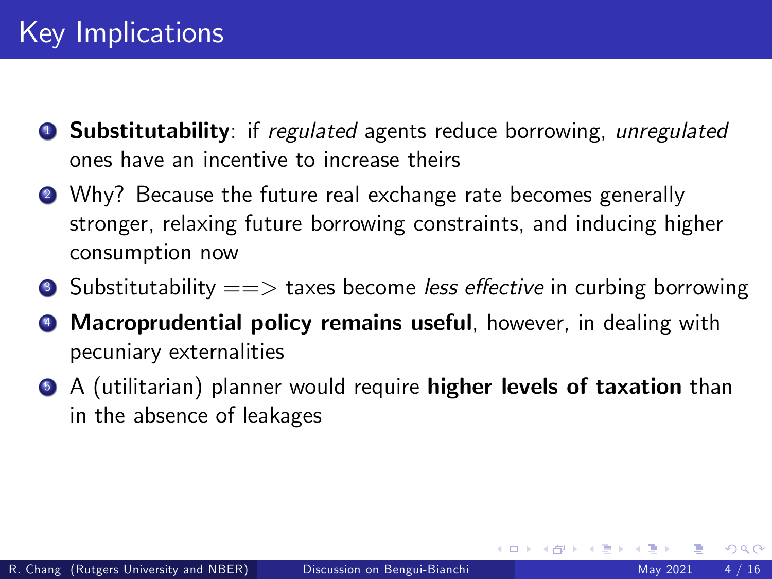# Key Implications

1. **Substitutability**: if *regulated* agents reduce borrowing, *unregulated* ones have an incentive to increase theirs
2. Why? Because the future real exchange rate becomes generally stronger, relaxing future borrowing constraints, and inducing higher consumption now
3. Substitutability $==>$ taxes become *less effective* in curbing borrowing
4. **Macroprudential policy remains useful**, however, in dealing with pecuniary externalities
5. A (utilitarian) planner would require **higher levels of taxation** than in the absence of leakages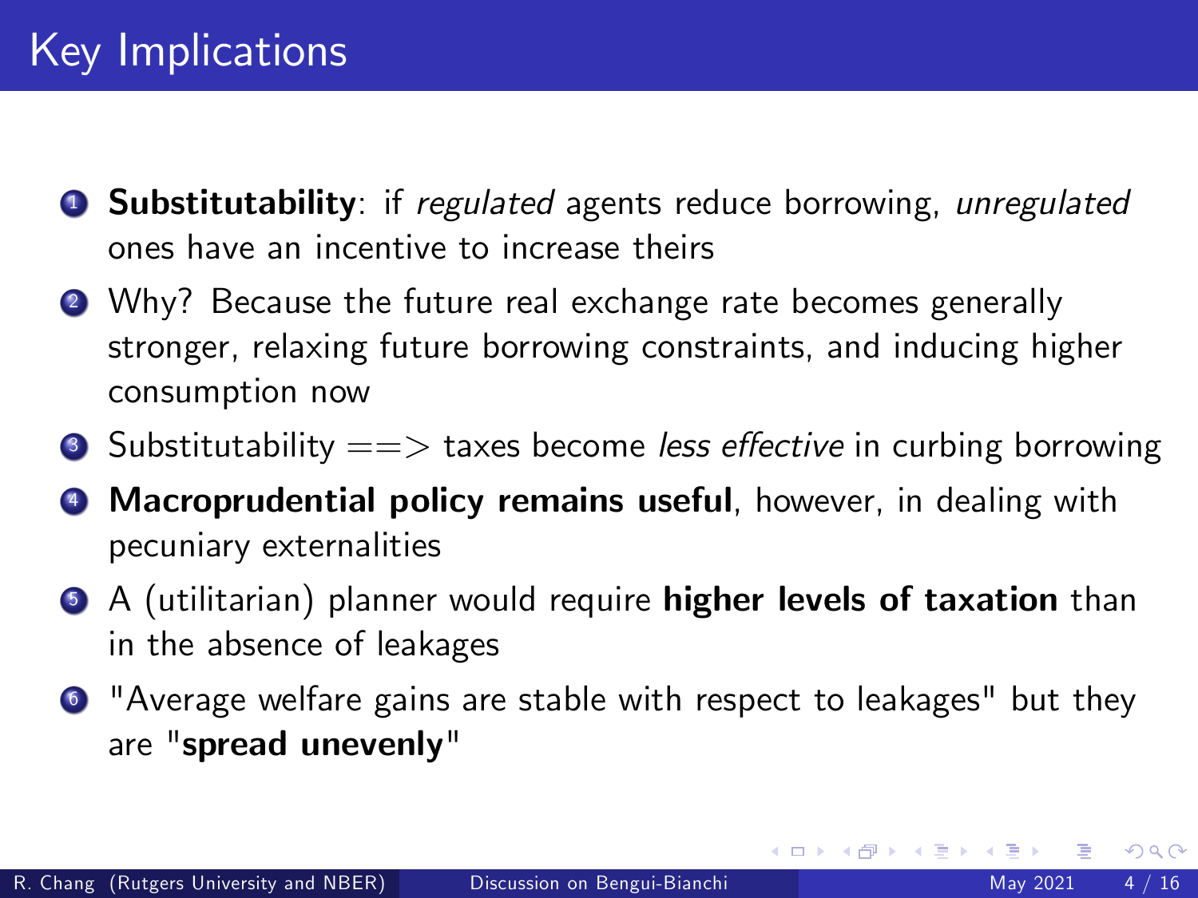# Key Implications

1. **Substitutability**: if *regulated* agents reduce borrowing, *unregulated* ones have an incentive to increase theirs
2. Why? Because the future real exchange rate becomes generally stronger, relaxing future borrowing constraints, and inducing higher consumption now
3. Substitutability ==> taxes become *less effective* in curbing borrowing
4. **Macroprudential policy remains useful**, however, in dealing with pecuniary externalities
5. A (utilitarian) planner would require **higher levels of taxation** than in the absence of leakages
6. "Average welfare gains are stable with respect to leakages" but they are "**spread unevenly**"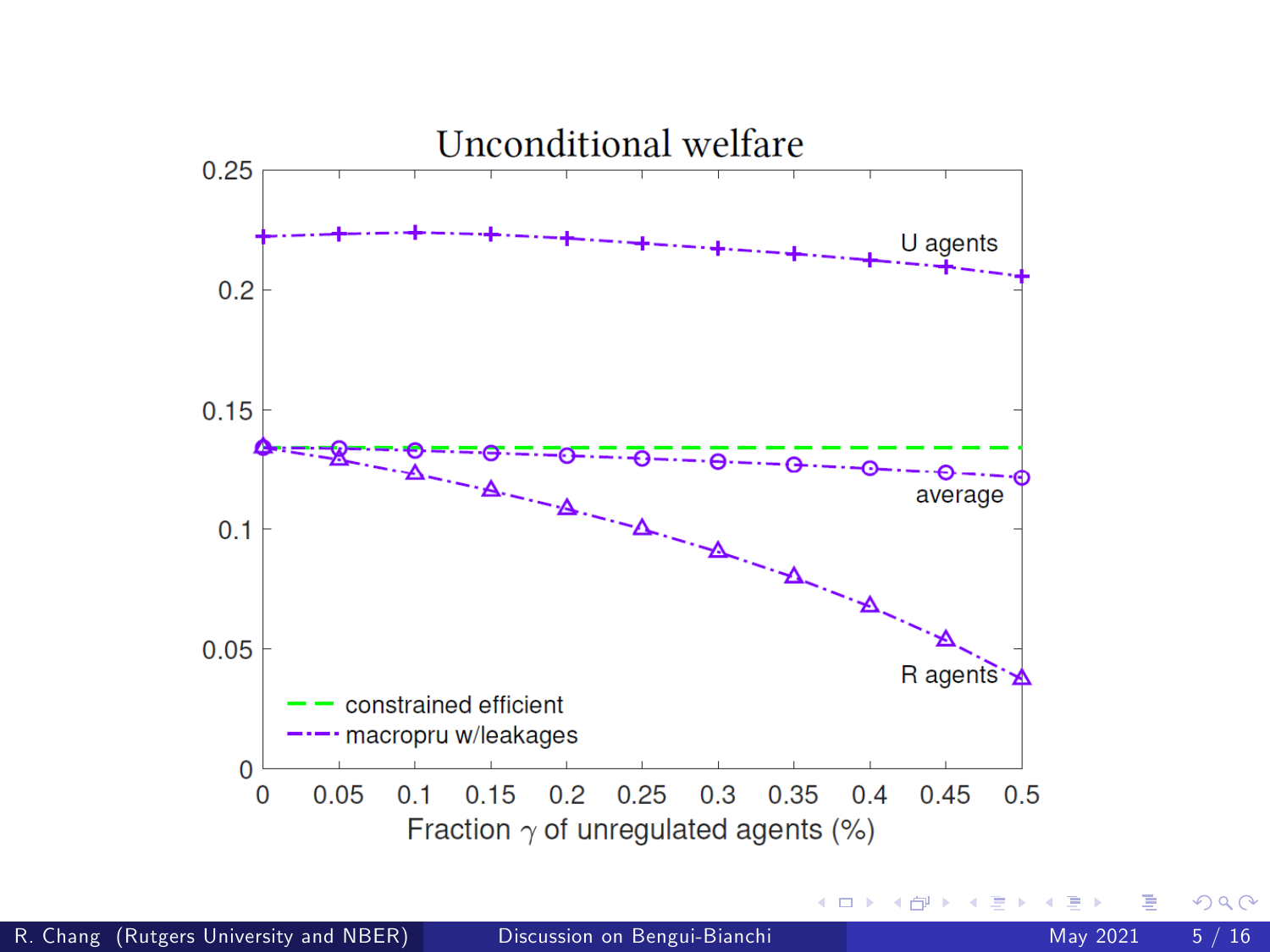Unconditional welfare

U agents

average

R agents

constrained efficient

macropru w/leakages

Fraction $\gamma$ of unregulated agents (%)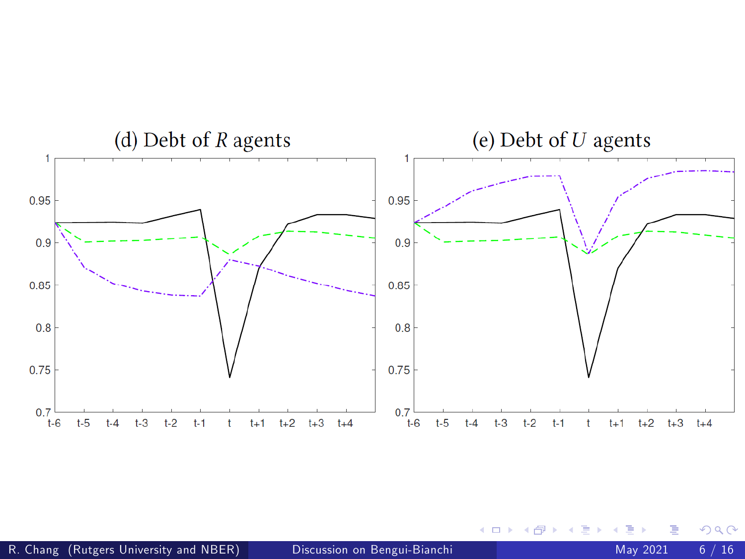(d) Debt of $R$ agents

(e) Debt of $U$ agents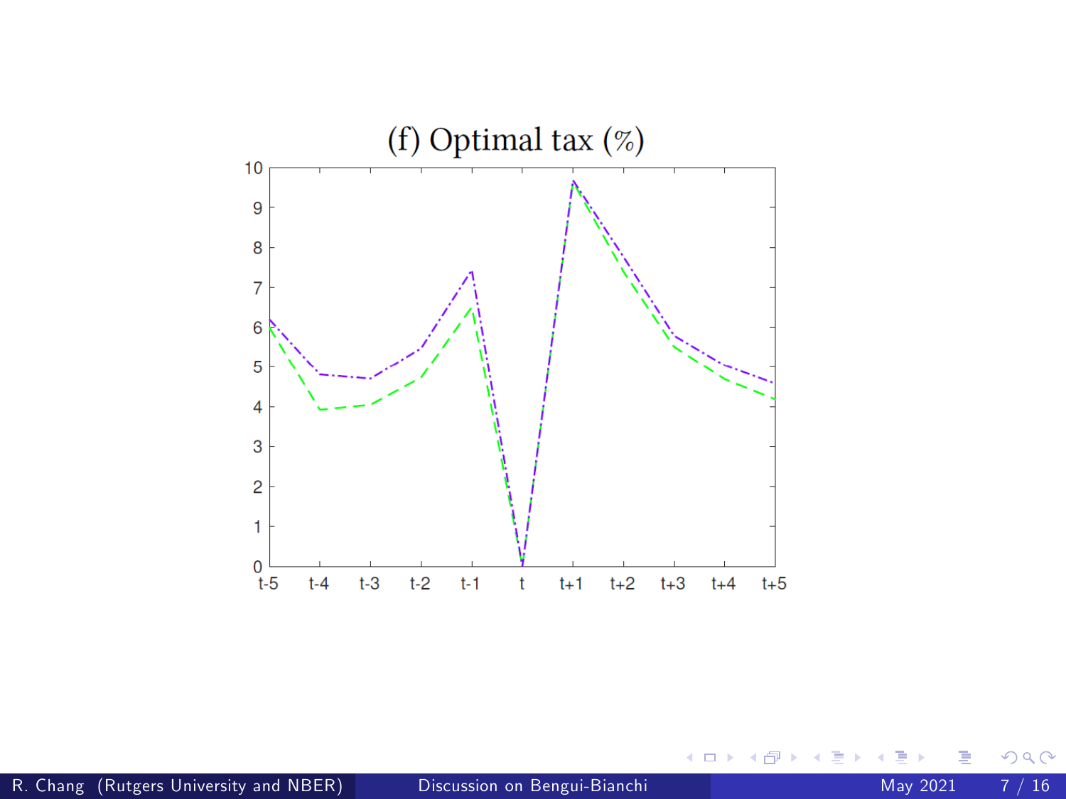(f) Optimal tax (%)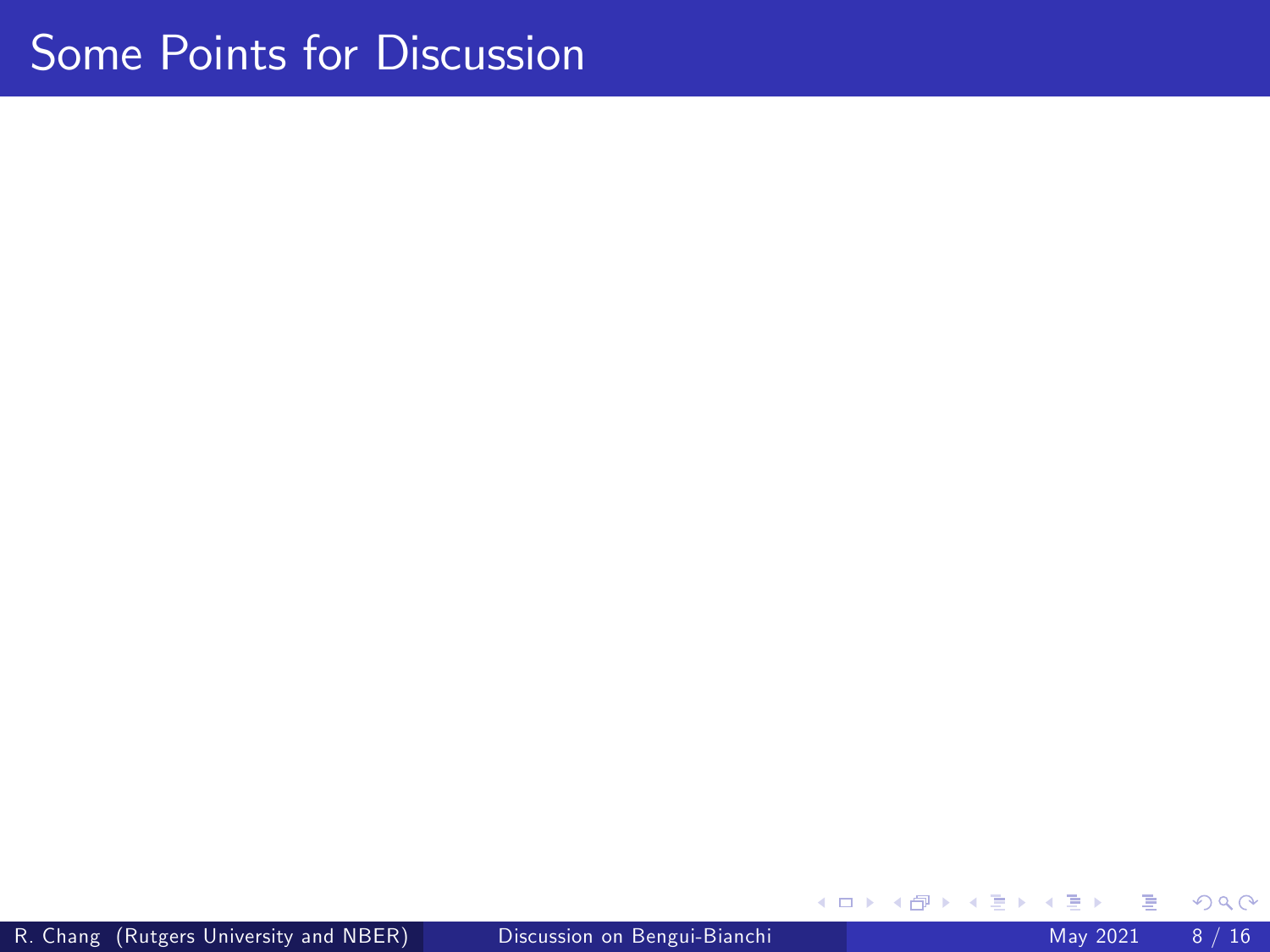# Some Points for Discussion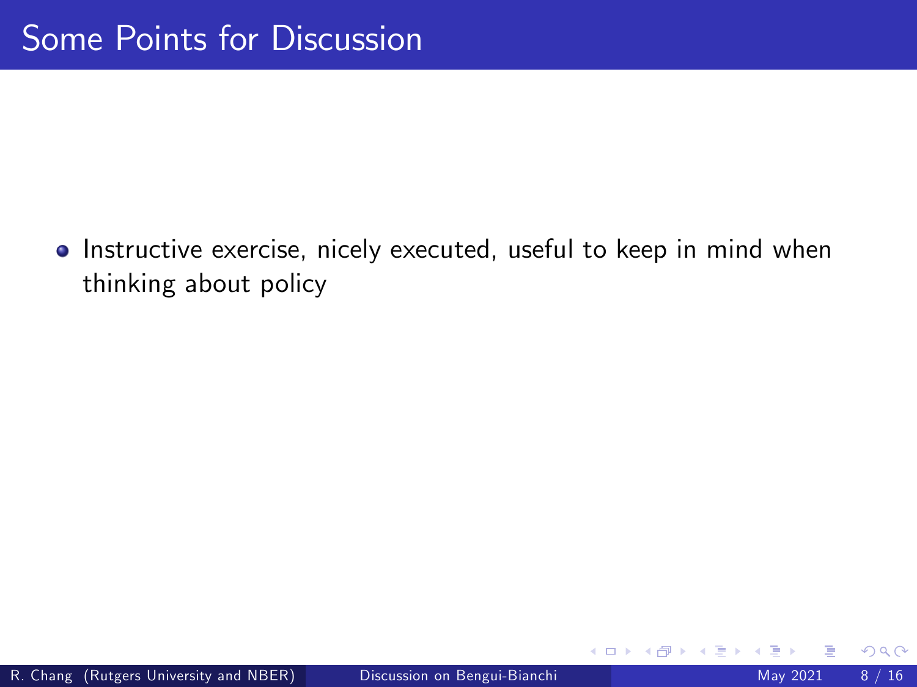# Some Points for Discussion

- Instructive exercise, nicely executed, useful to keep in mind when thinking about policy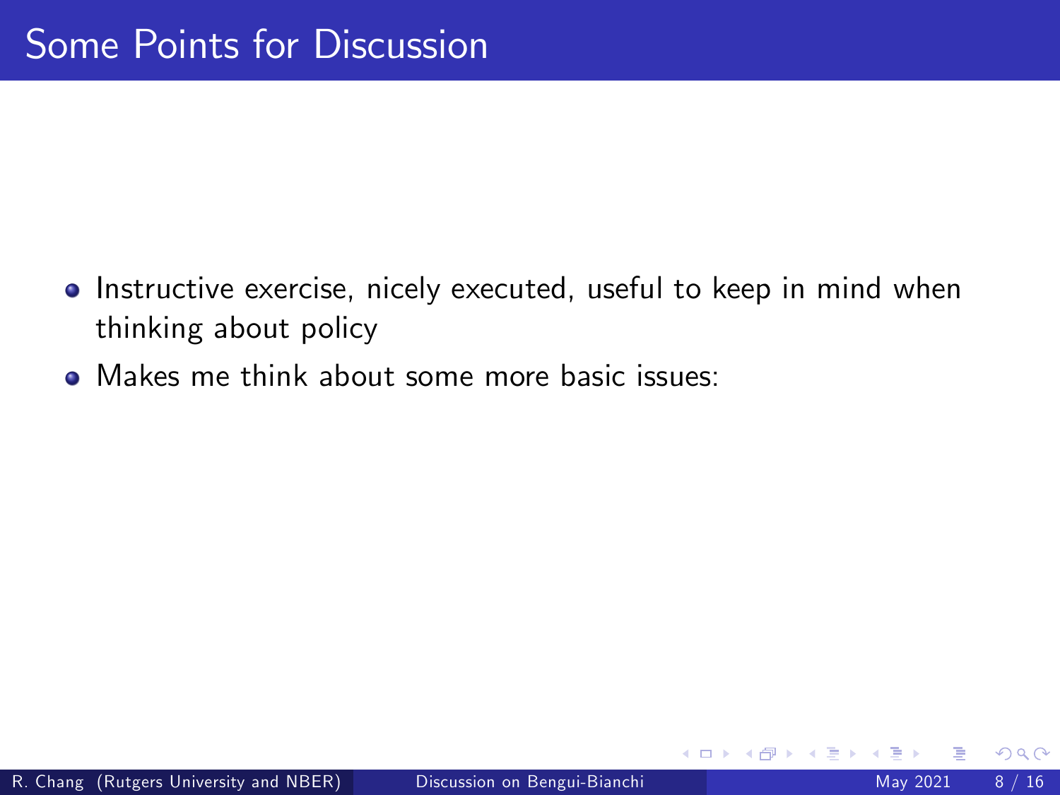# Some Points for Discussion

- Instructive exercise, nicely executed, useful to keep in mind when thinking about policy
- Makes me think about some more basic issues: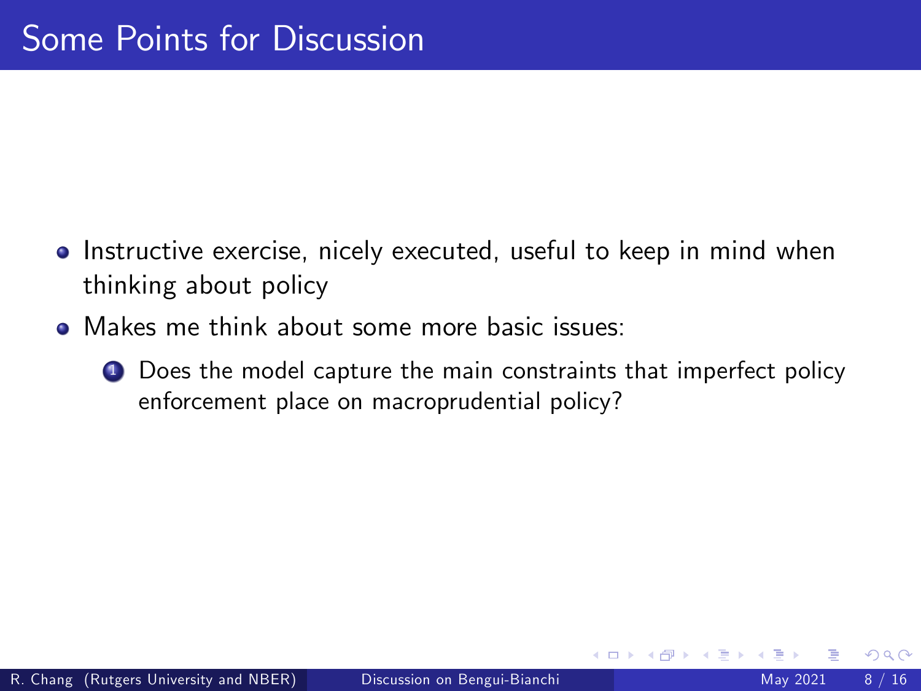# Some Points for Discussion

- Instructive exercise, nicely executed, useful to keep in mind when thinking about policy
- Makes me think about some more basic issues:
  1. Does the model capture the main constraints that imperfect policy enforcement place on macroprudential policy?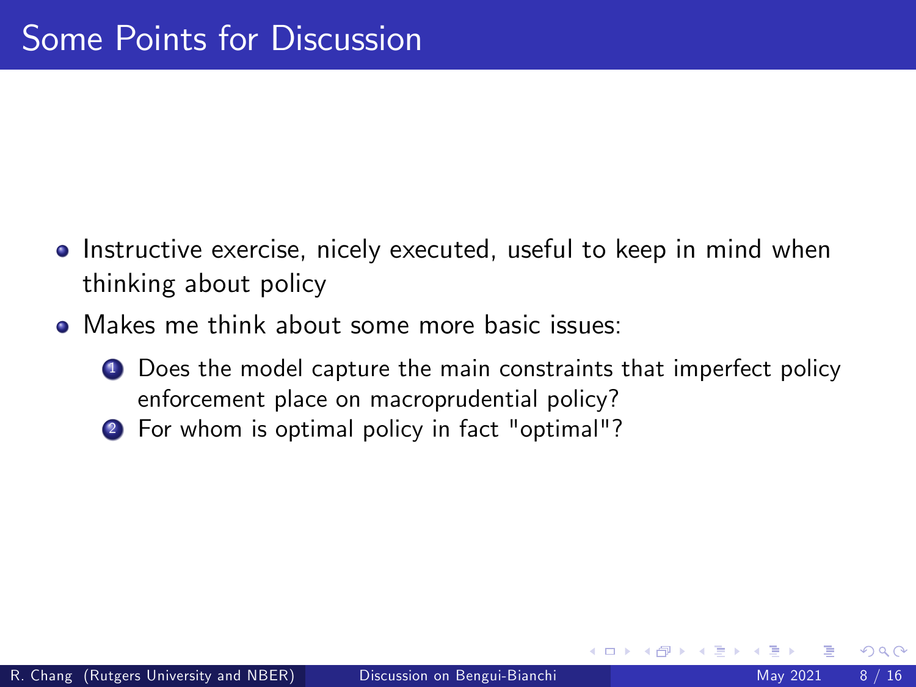# Some Points for Discussion

- Instructive exercise, nicely executed, useful to keep in mind when thinking about policy
- Makes me think about some more basic issues:
  1. Does the model capture the main constraints that imperfect policy enforcement place on macroprudential policy?
  2. For whom is optimal policy in fact "optimal"?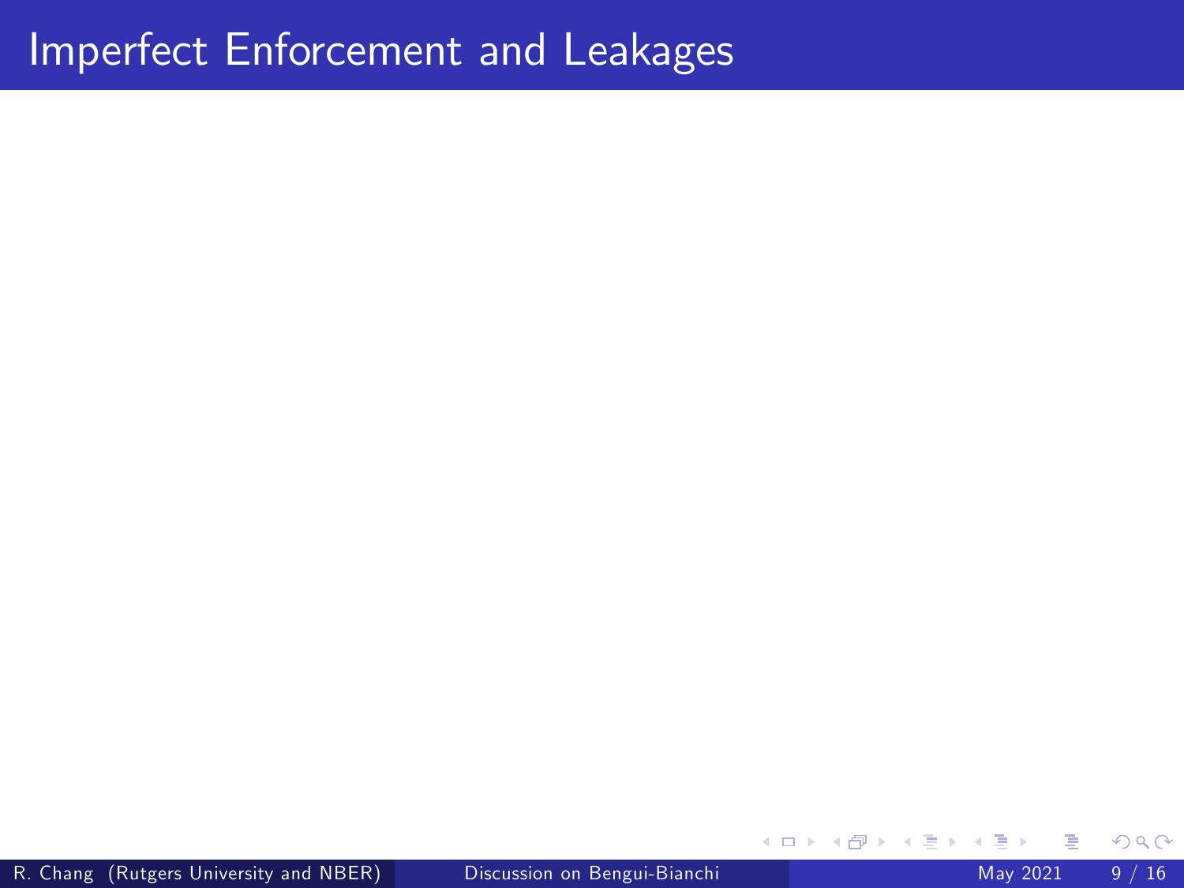# Imperfect Enforcement and Leakages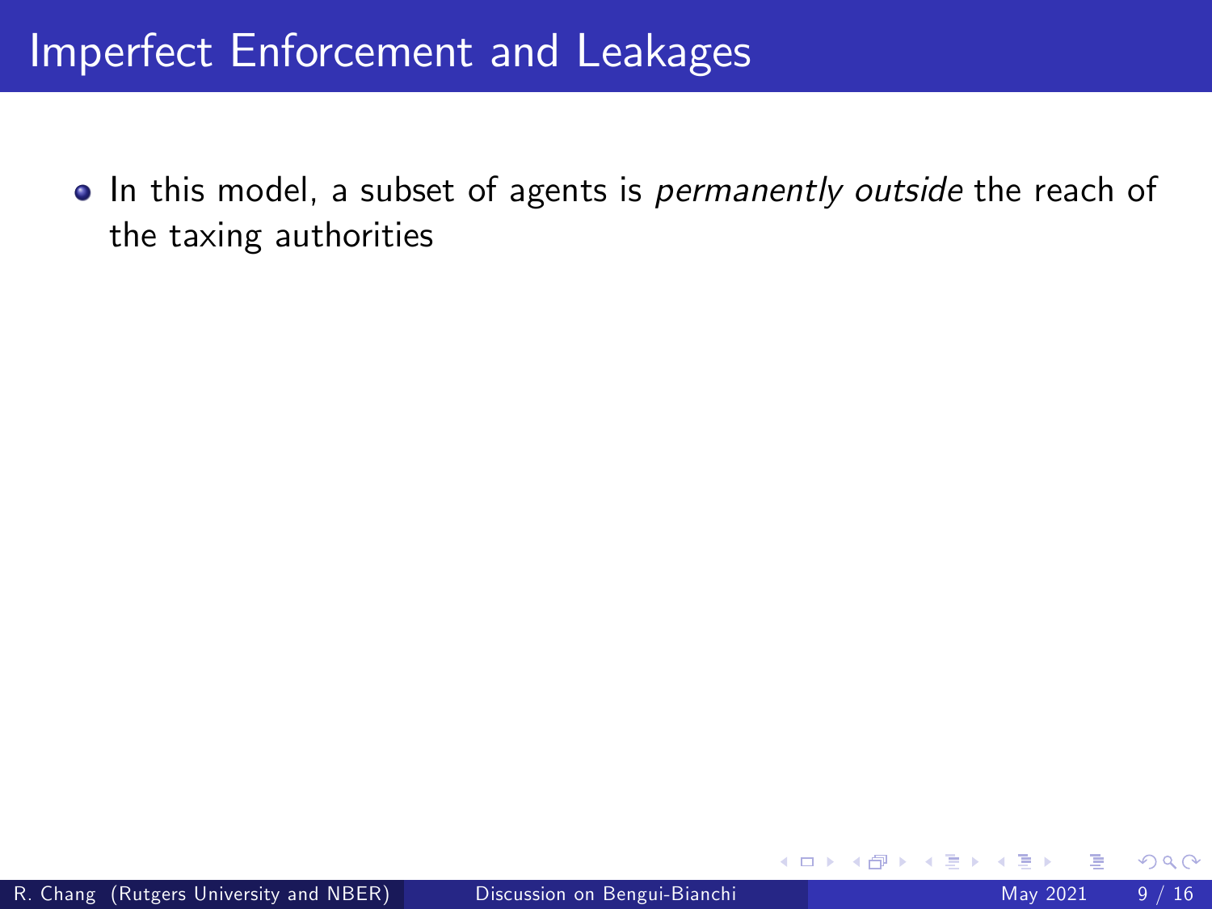# Imperfect Enforcement and Leakages

- In this model, a subset of agents is *permanently outside* the reach of the taxing authorities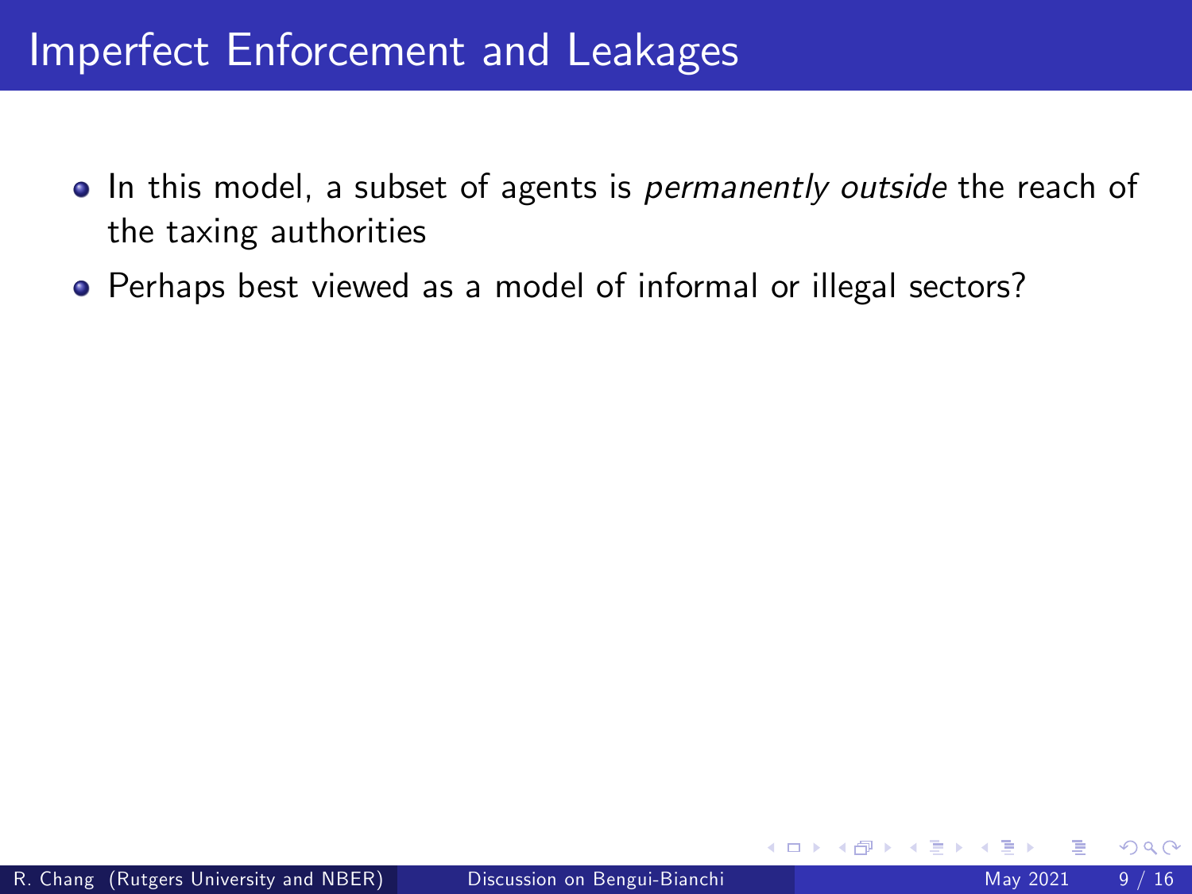# Imperfect Enforcement and Leakages

- In this model, a subset of agents is *permanently outside* the reach of the taxing authorities
- Perhaps best viewed as a model of informal or illegal sectors?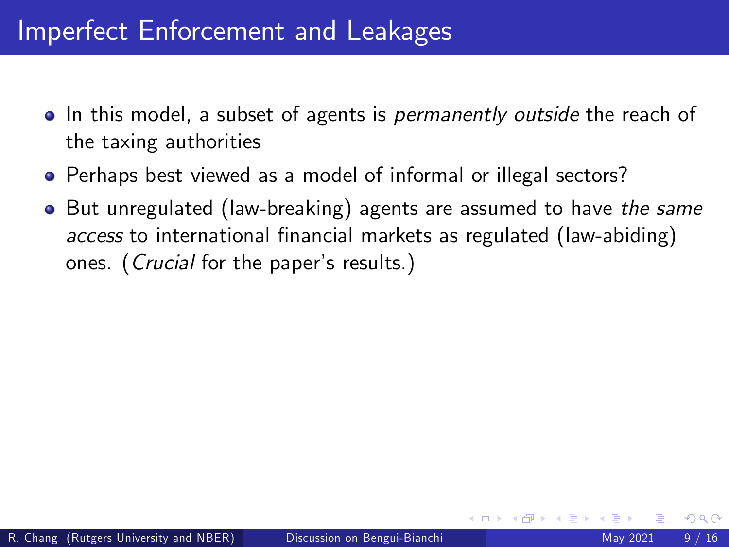# Imperfect Enforcement and Leakages

- In this model, a subset of agents is *permanently outside* the reach of the taxing authorities
- Perhaps best viewed as a model of informal or illegal sectors?
- But unregulated (law-breaking) agents are assumed to have *the same access* to international financial markets as regulated (law-abiding) ones. (*Crucial* for the paper's results.)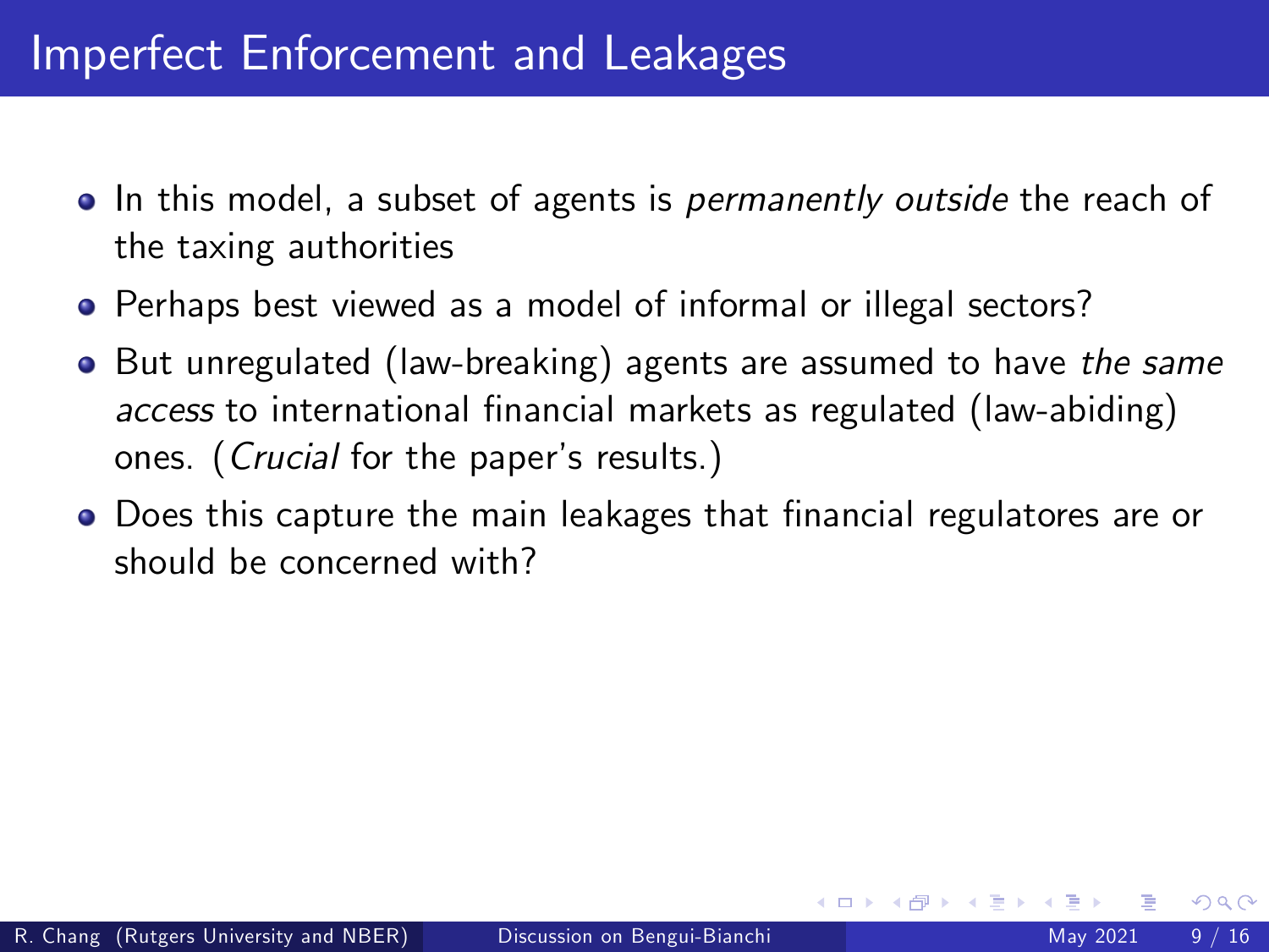# Imperfect Enforcement and Leakages

- In this model, a subset of agents is *permanently outside* the reach of the taxing authorities
- Perhaps best viewed as a model of informal or illegal sectors?
- But unregulated (law-breaking) agents are assumed to have *the same access* to international financial markets as regulated (law-abiding) ones. (*Crucial* for the paper's results.)
- Does this capture the main leakages that financial regulatores are or should be concerned with?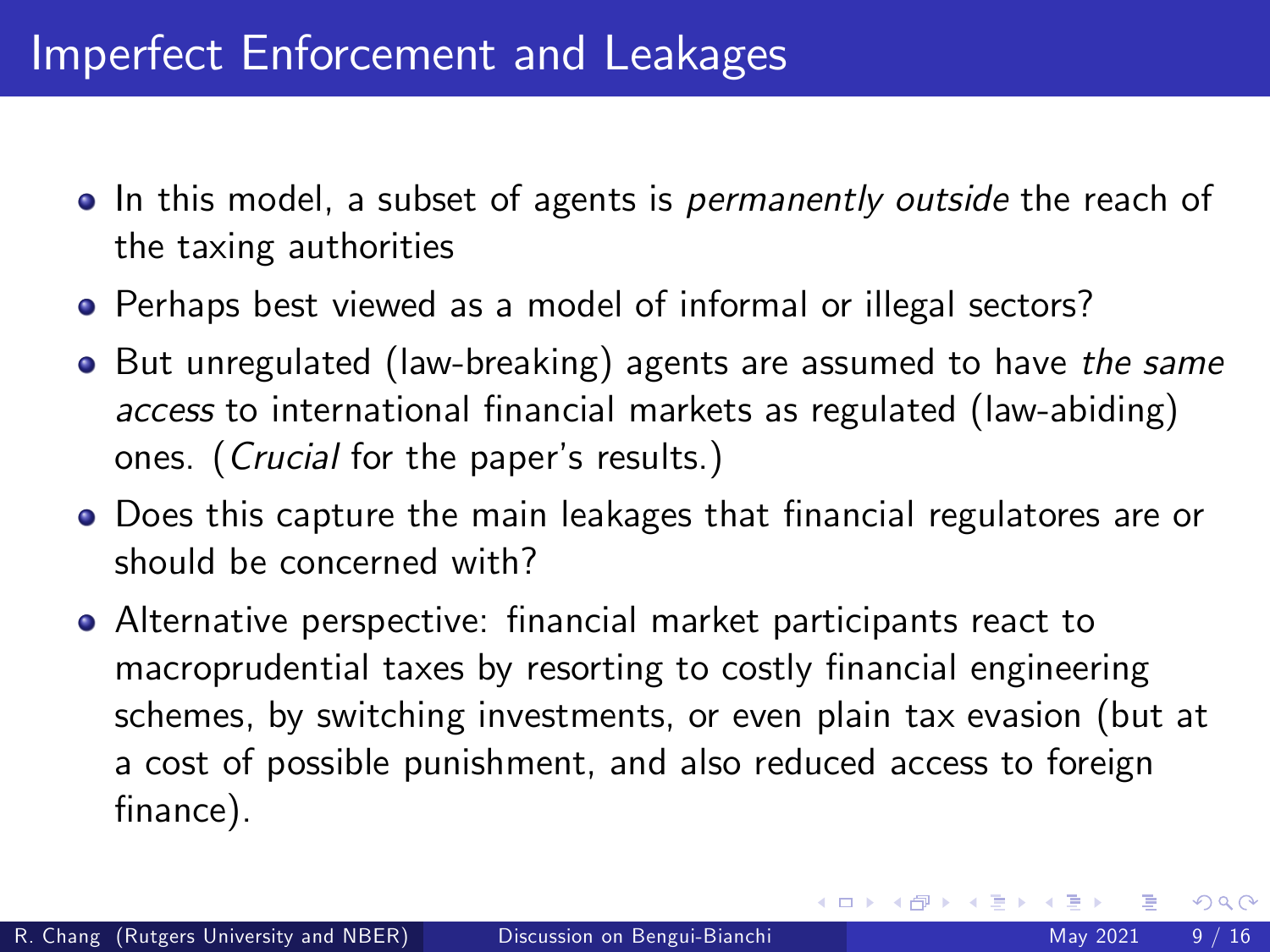# Imperfect Enforcement and Leakages

- In this model, a subset of agents is *permanently outside* the reach of the taxing authorities
- Perhaps best viewed as a model of informal or illegal sectors?
- But unregulated (law-breaking) agents are assumed to have *the same access* to international financial markets as regulated (law-abiding) ones. (*Crucial* for the paper's results.)
- Does this capture the main leakages that financial regulatores are or should be concerned with?
- Alternative perspective: financial market participants react to macroprudential taxes by resorting to costly financial engineering schemes, by switching investments, or even plain tax evasion (but at a cost of possible punishment, and also reduced access to foreign finance).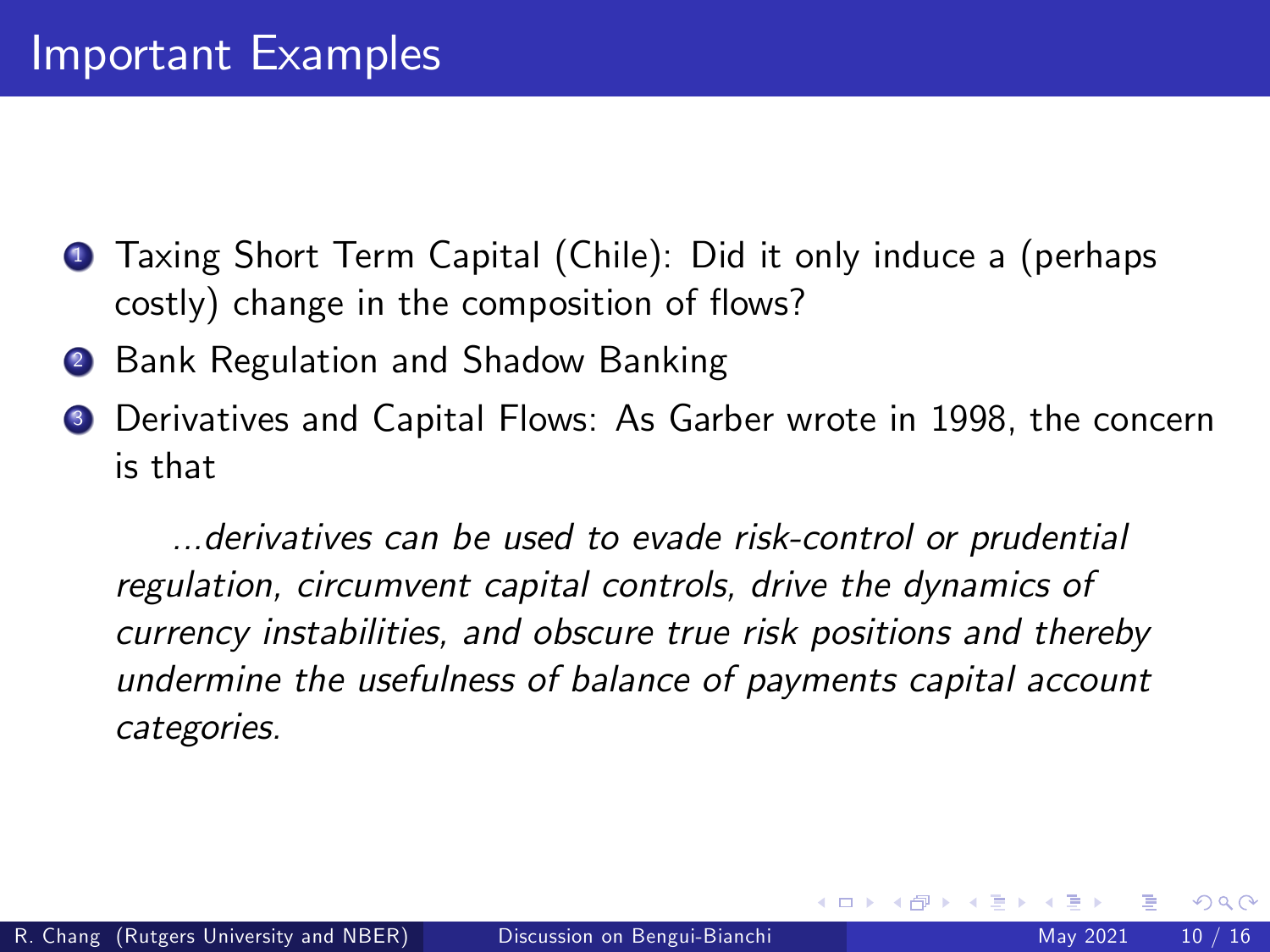# Important Examples

1. Taxing Short Term Capital (Chile): Did it only induce a (perhaps costly) change in the composition of flows?
2. Bank Regulation and Shadow Banking
3. Derivatives and Capital Flows: As Garber wrote in 1998, the concern is that

   *...derivatives can be used to evade risk-control or prudential regulation, circumvent capital controls, drive the dynamics of currency instabilities, and obscure true risk positions and thereby undermine the usefulness of balance of payments capital account categories.*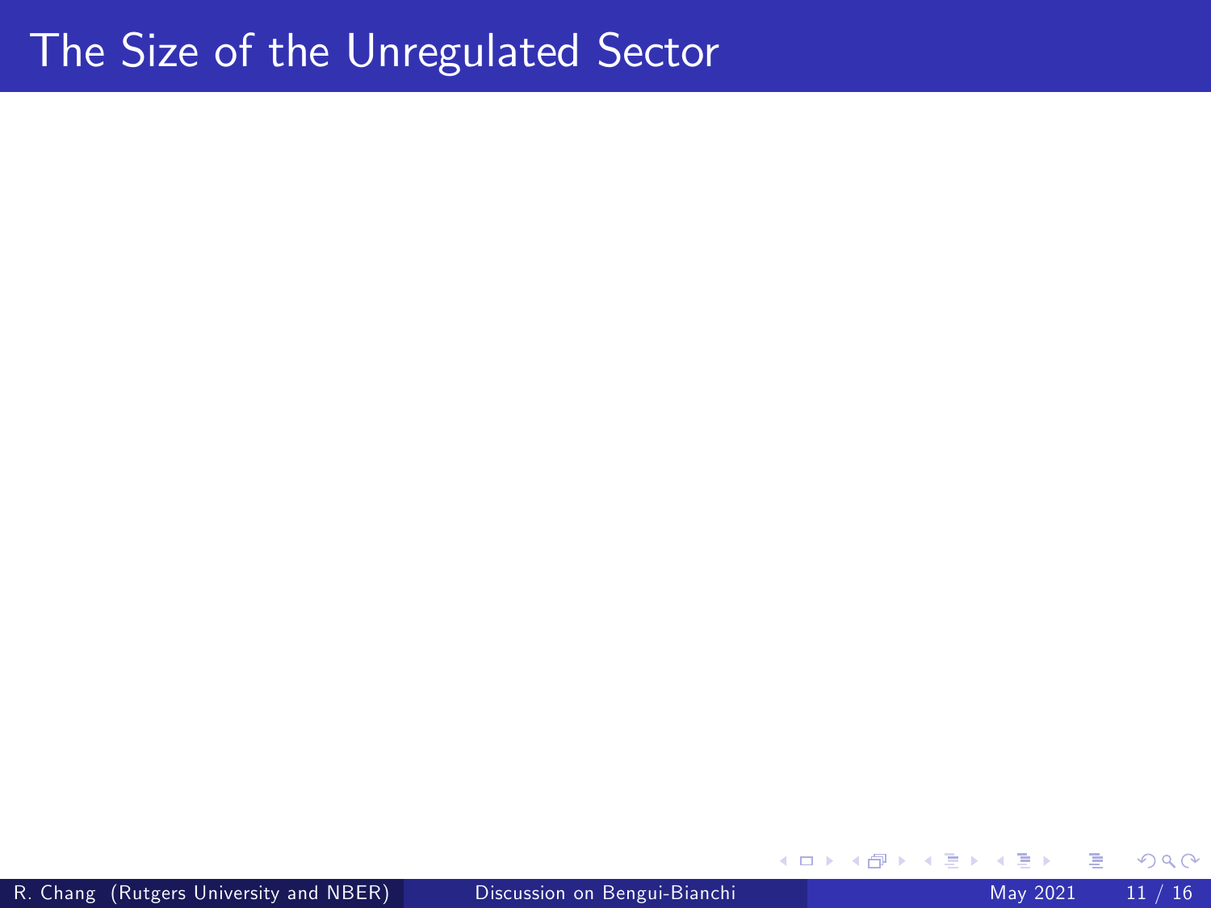# The Size of the Unregulated Sector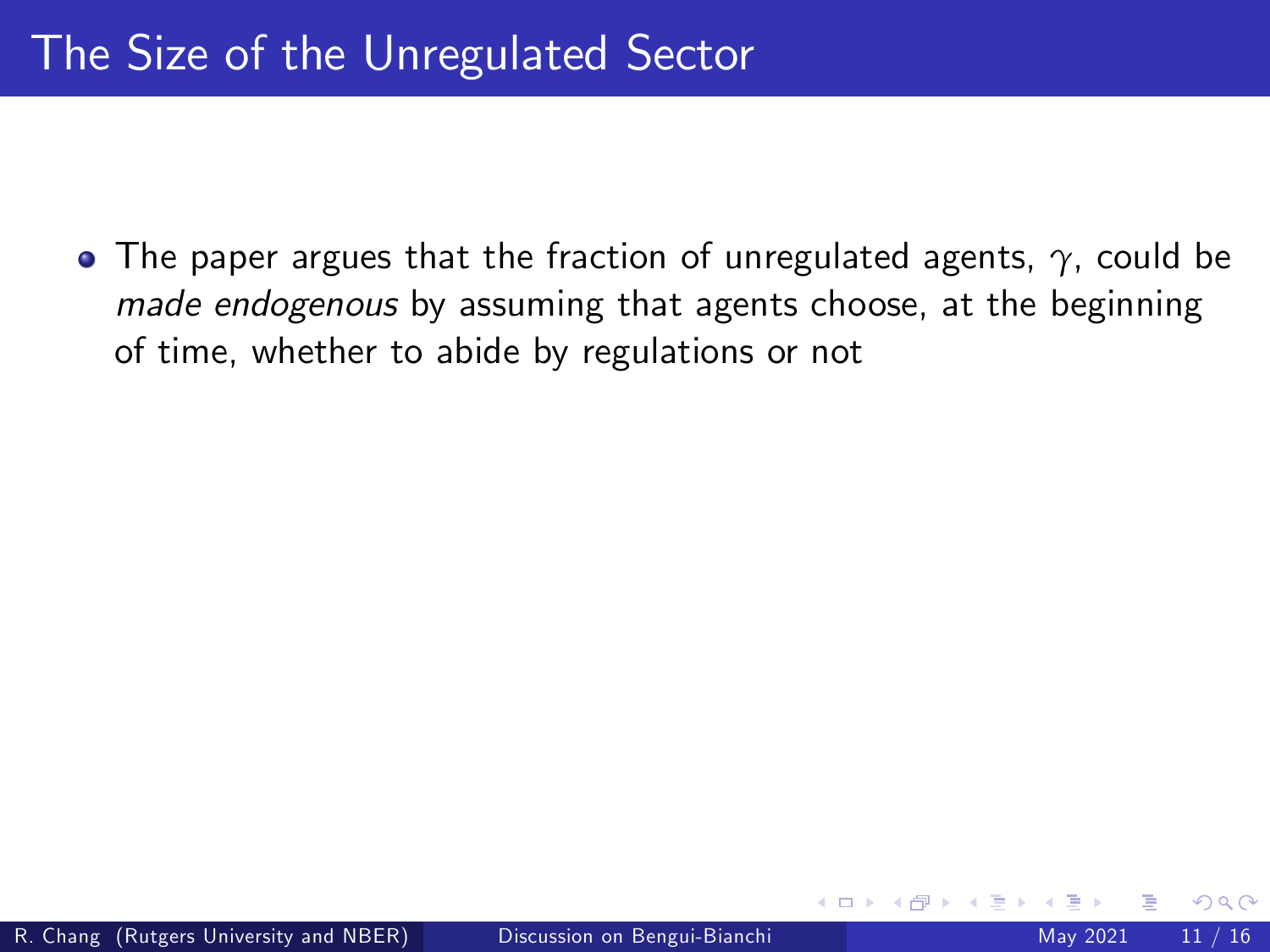# The Size of the Unregulated Sector

- The paper argues that the fraction of unregulated agents, $\gamma$, could be *made endogenous* by assuming that agents choose, at the beginning of time, whether to abide by regulations or not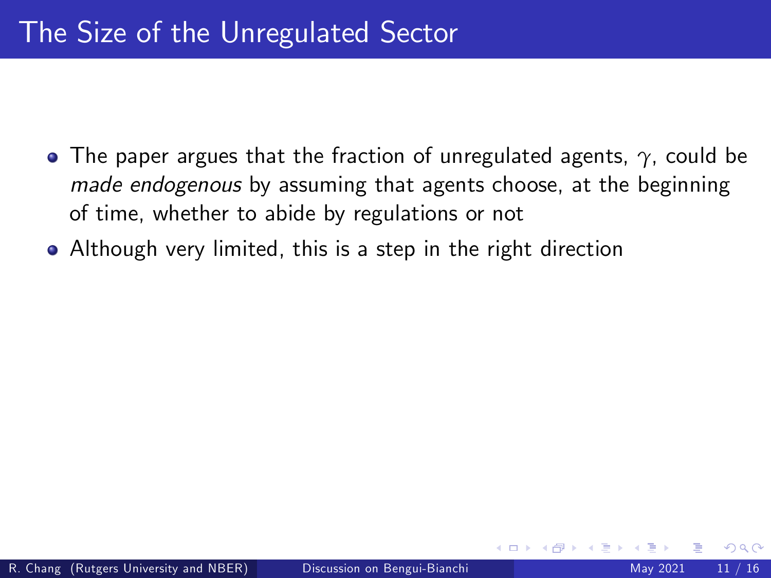# The Size of the Unregulated Sector

- The paper argues that the fraction of unregulated agents, $\gamma$, could be *made endogenous* by assuming that agents choose, at the beginning of time, whether to abide by regulations or not
- Although very limited, this is a step in the right direction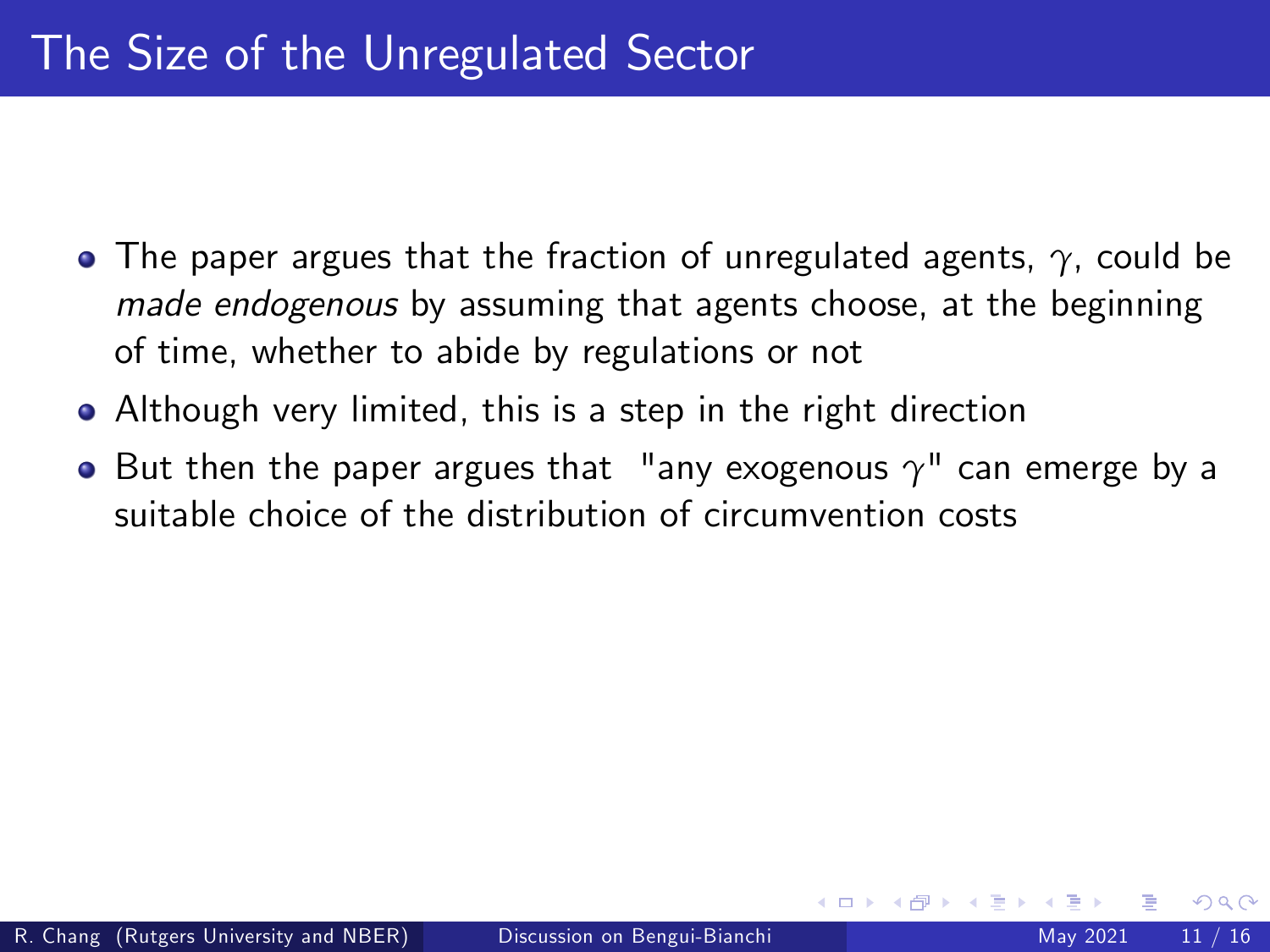# The Size of the Unregulated Sector

- The paper argues that the fraction of unregulated agents, $\gamma$, could be *made endogenous* by assuming that agents choose, at the beginning of time, whether to abide by regulations or not
- Although very limited, this is a step in the right direction
- But then the paper argues that "any exogenous $\gamma$" can emerge by a suitable choice of the distribution of circumvention costs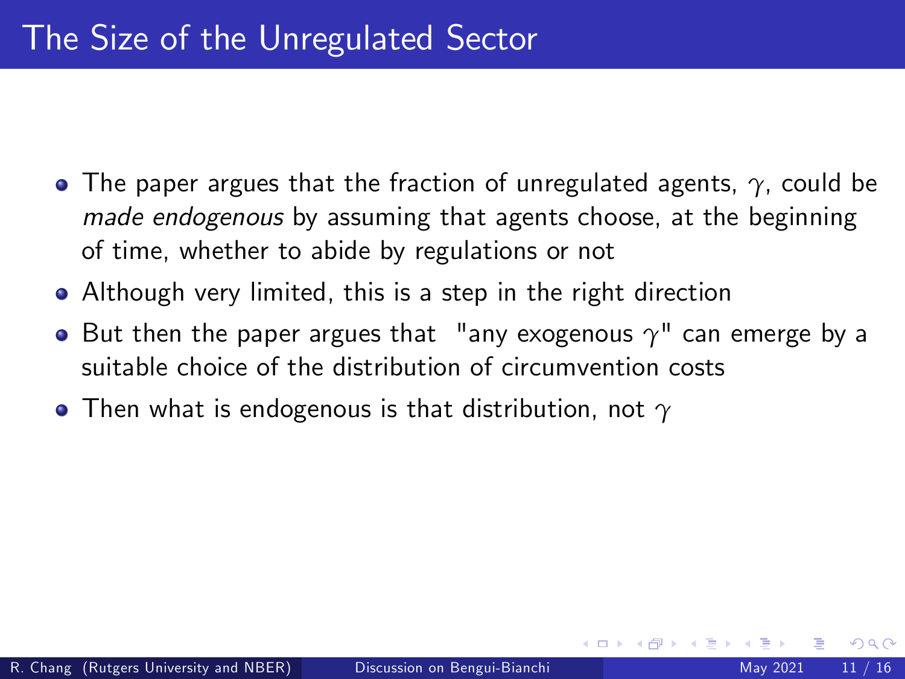# The Size of the Unregulated Sector

- The paper argues that the fraction of unregulated agents, $\gamma$, could be *made endogenous* by assuming that agents choose, at the beginning of time, whether to abide by regulations or not
- Although very limited, this is a step in the right direction
- But then the paper argues that "any exogenous $\gamma$" can emerge by a suitable choice of the distribution of circumvention costs
- Then what is endogenous is that distribution, not $\gamma$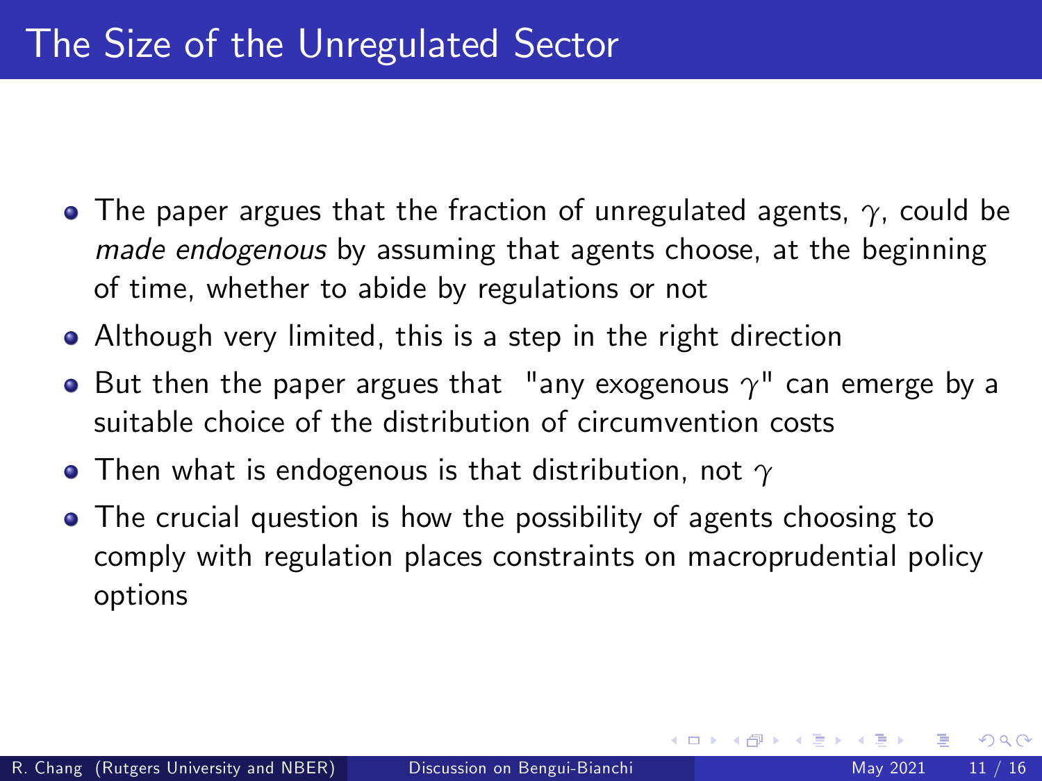# The Size of the Unregulated Sector

- The paper argues that the fraction of unregulated agents, $\gamma$, could be *made endogenous* by assuming that agents choose, at the beginning of time, whether to abide by regulations or not
- Although very limited, this is a step in the right direction
- But then the paper argues that "any exogenous $\gamma$" can emerge by a suitable choice of the distribution of circumvention costs
- Then what is endogenous is that distribution, not $\gamma$
- The crucial question is how the possibility of agents choosing to comply with regulation places constraints on macroprudential policy options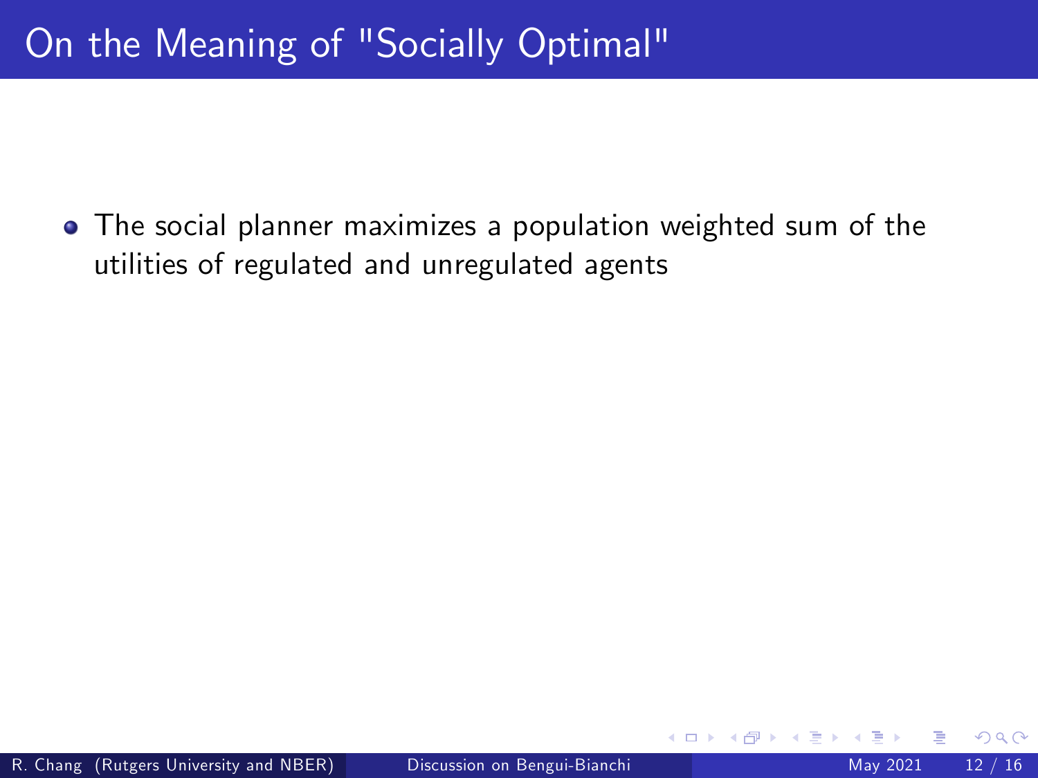# On the Meaning of "Socially Optimal"

- The social planner maximizes a population weighted sum of the utilities of regulated and unregulated agents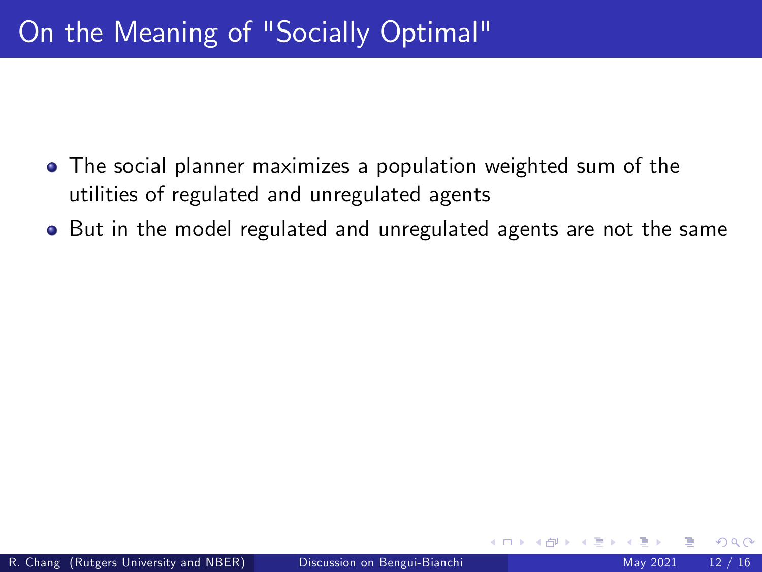# On the Meaning of "Socially Optimal"

- The social planner maximizes a population weighted sum of the utilities of regulated and unregulated agents
- But in the model regulated and unregulated agents are not the same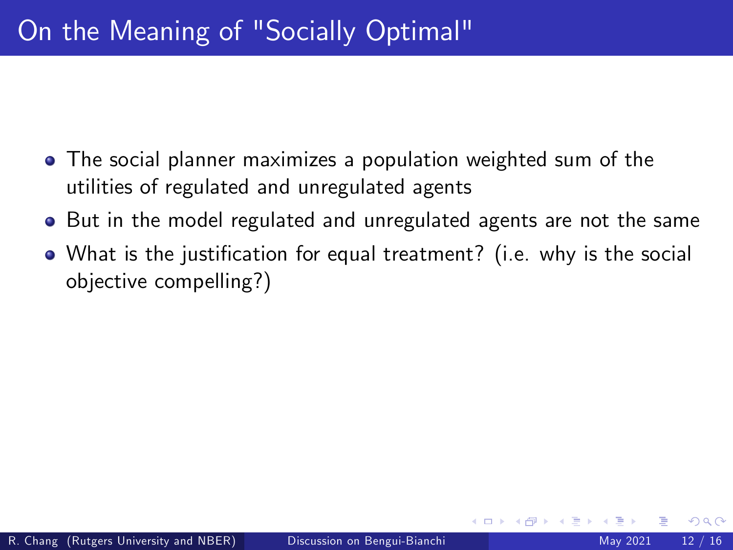# On the Meaning of "Socially Optimal"

- The social planner maximizes a population weighted sum of the utilities of regulated and unregulated agents
- But in the model regulated and unregulated agents are not the same
- What is the justification for equal treatment? (i.e. why is the social objective compelling?)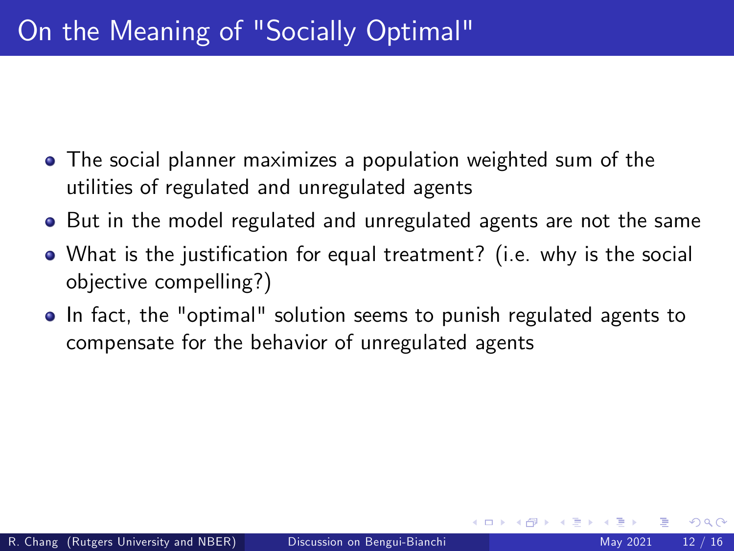# On the Meaning of "Socially Optimal"

- The social planner maximizes a population weighted sum of the utilities of regulated and unregulated agents
- But in the model regulated and unregulated agents are not the same
- What is the justification for equal treatment? (i.e. why is the social objective compelling?)
- In fact, the "optimal" solution seems to punish regulated agents to compensate for the behavior of unregulated agents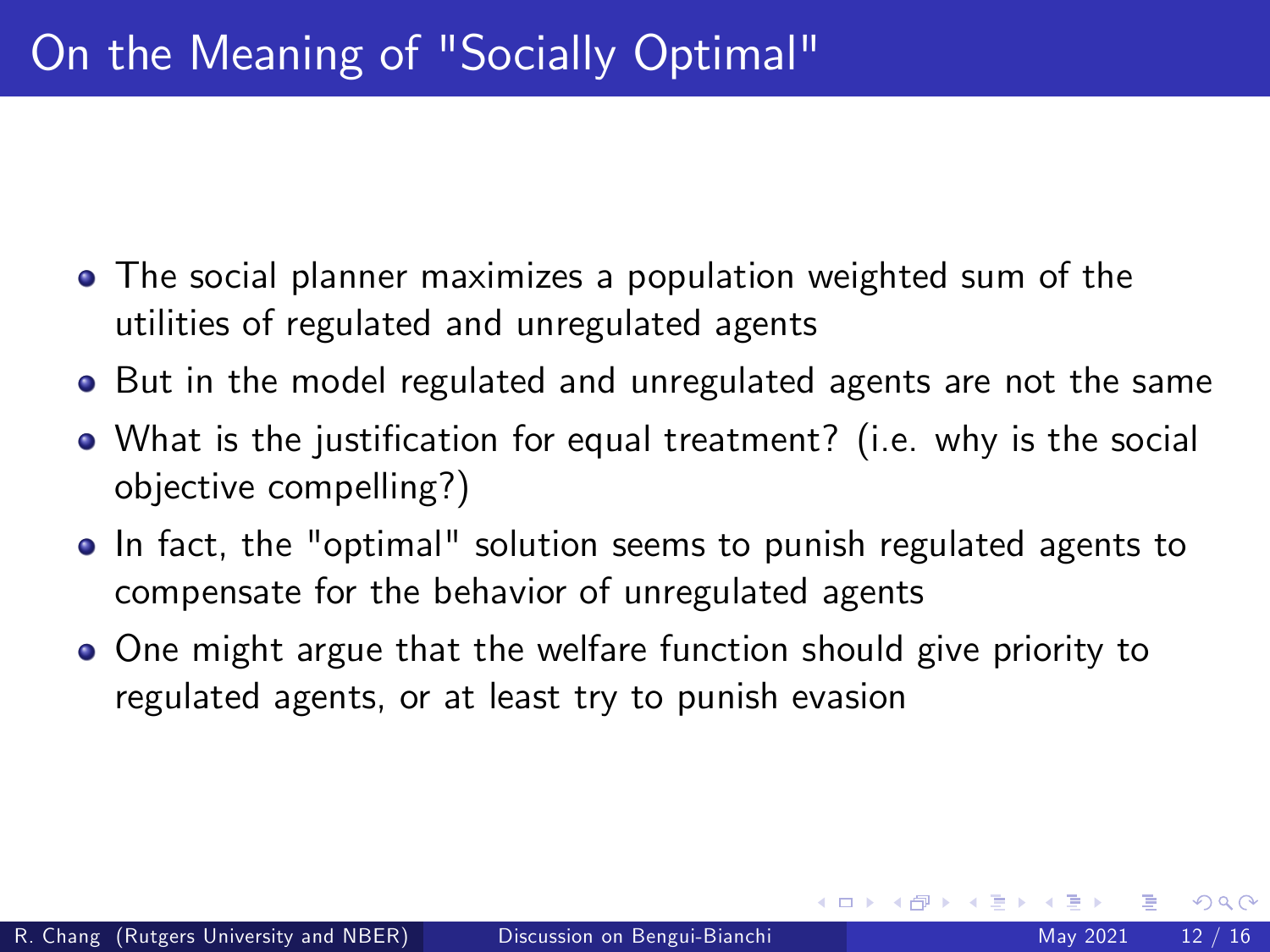# On the Meaning of "Socially Optimal"

- The social planner maximizes a population weighted sum of the utilities of regulated and unregulated agents
- But in the model regulated and unregulated agents are not the same
- What is the justification for equal treatment? (i.e. why is the social objective compelling?)
- In fact, the "optimal" solution seems to punish regulated agents to compensate for the behavior of unregulated agents
- One might argue that the welfare function should give priority to regulated agents, or at least try to punish evasion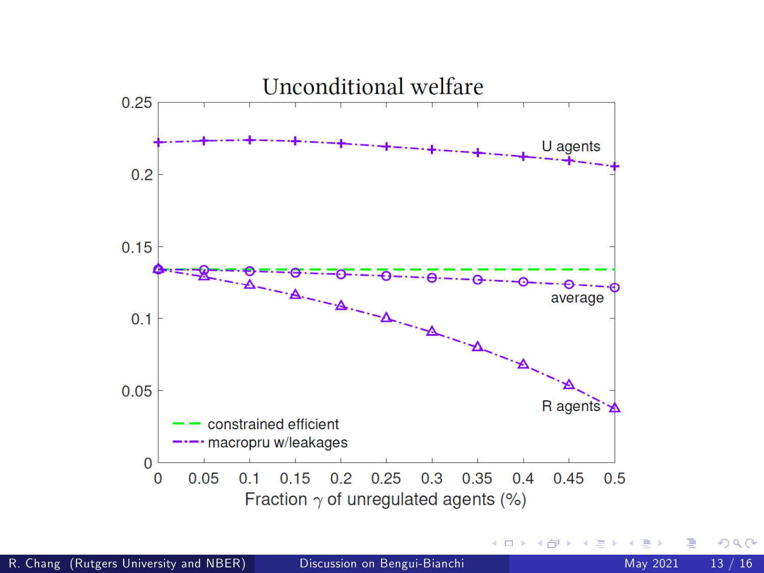## Unconditional welfare

| Fraction $\gamma$ of unregulated agents (%) | U agents | average | R agents | constrained efficient |
|---|---|---|---|---|
| 0 | 0.222 | 0.134 | 0.134 | 0.134 |
| 0.05 | 0.223 | 0.134 | 0.130 | 0.134 |
| 0.1 | 0.224 | 0.133 | 0.124 | 0.134 |
| 0.15 | 0.223 | 0.132 | 0.117 | 0.134 |
| 0.2 | 0.222 | 0.131 | 0.109 | 0.134 |
| 0.25 | 0.220 | 0.130 | 0.101 | 0.134 |
| 0.3 | 0.217 | 0.128 | 0.091 | 0.134 |
| 0.35 | 0.215 | 0.127 | 0.081 | 0.134 |
| 0.4 | 0.213 | 0.125 | 0.069 | 0.134 |
| 0.45 | 0.210 | 0.124 | 0.055 | 0.134 |
| 0.5 | 0.206 | 0.122 | 0.038 | 0.134 |

Legend: constrained efficient (dashed green line); macropru w/leakages (dash-dot purple lines for U agents, average, R agents). Values are approximate readings from the chart; y-axis ranges from 0 to 0.25.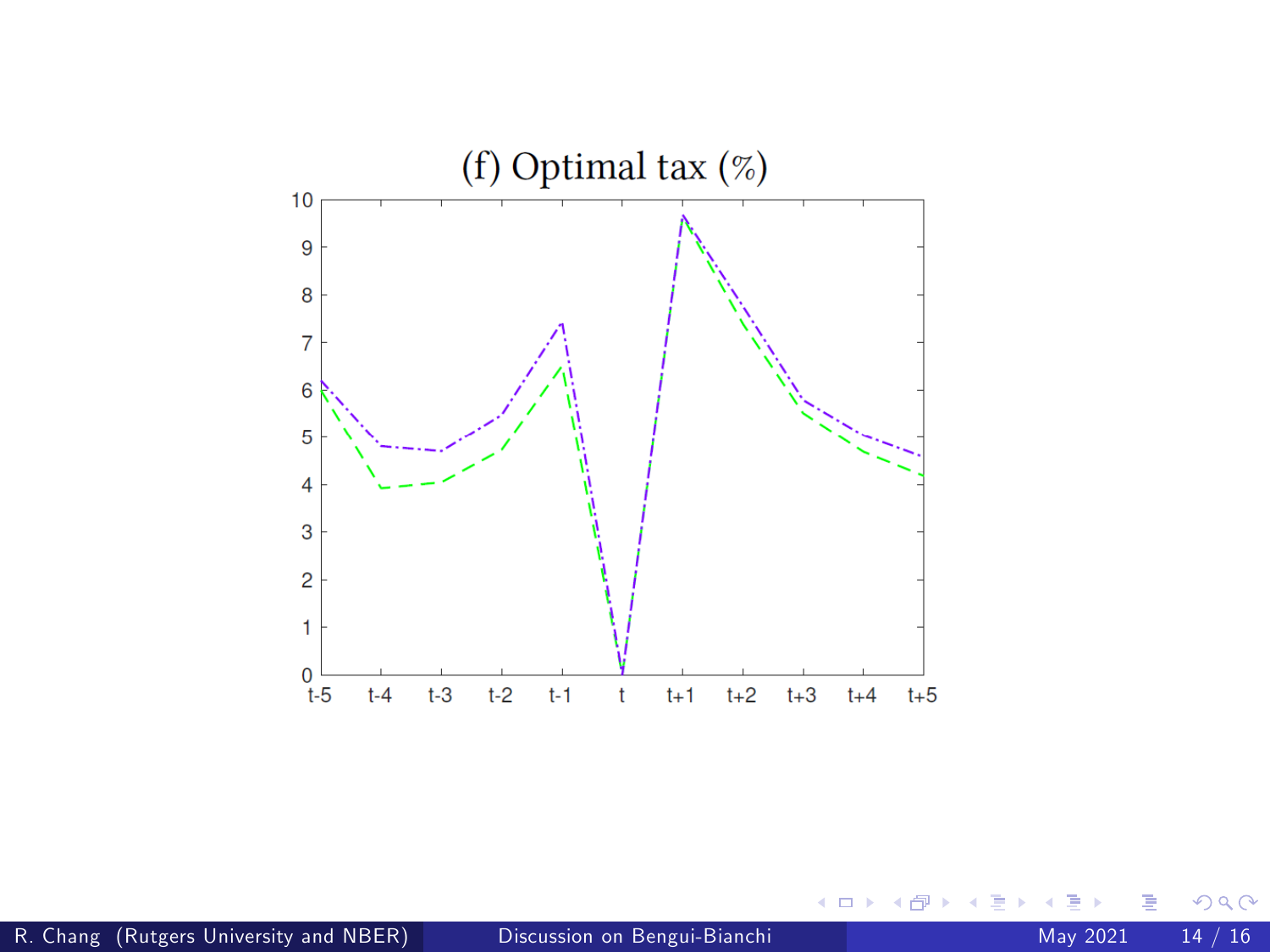(f) Optimal tax (%)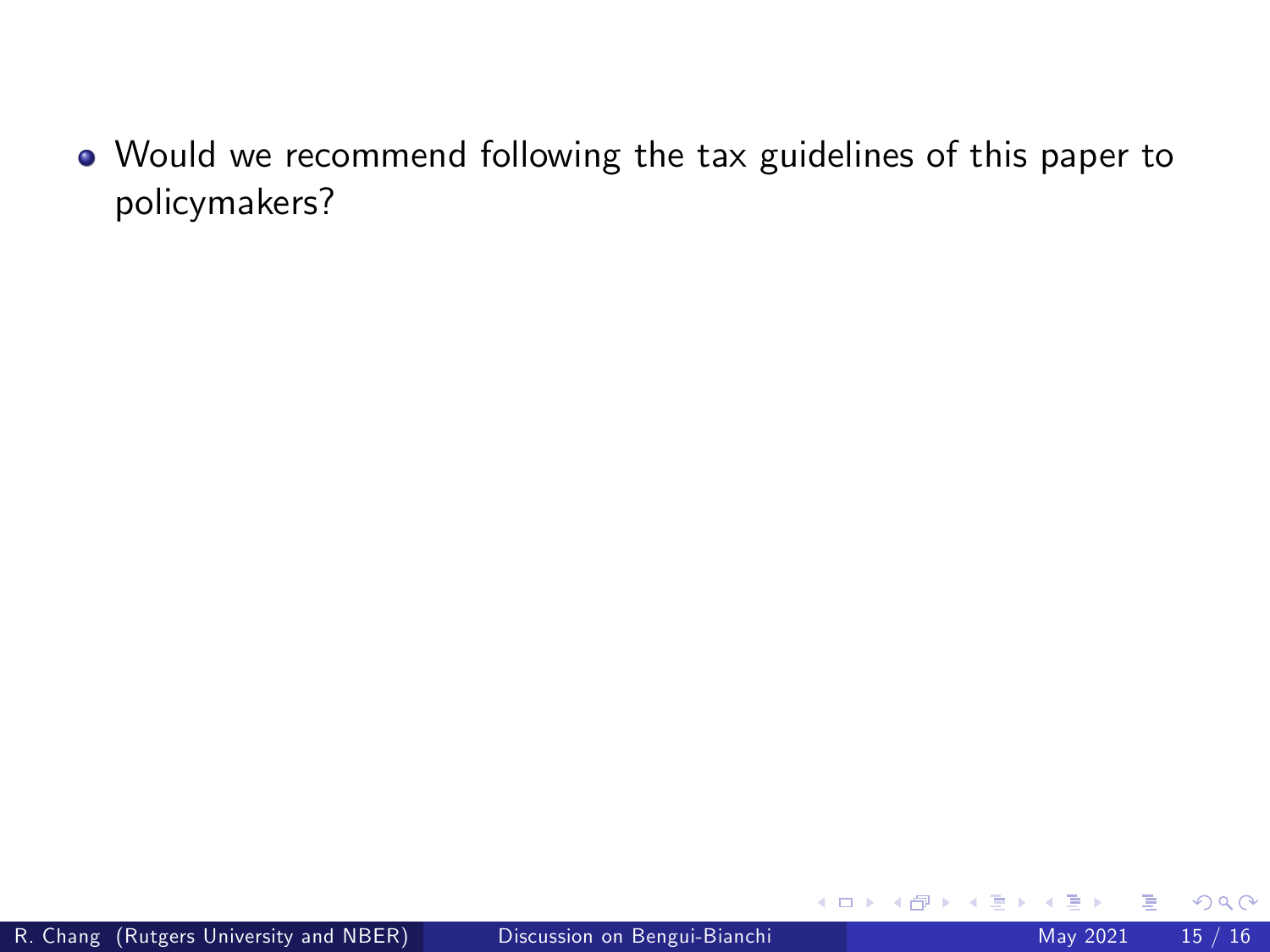- Would we recommend following the tax guidelines of this paper to policymakers?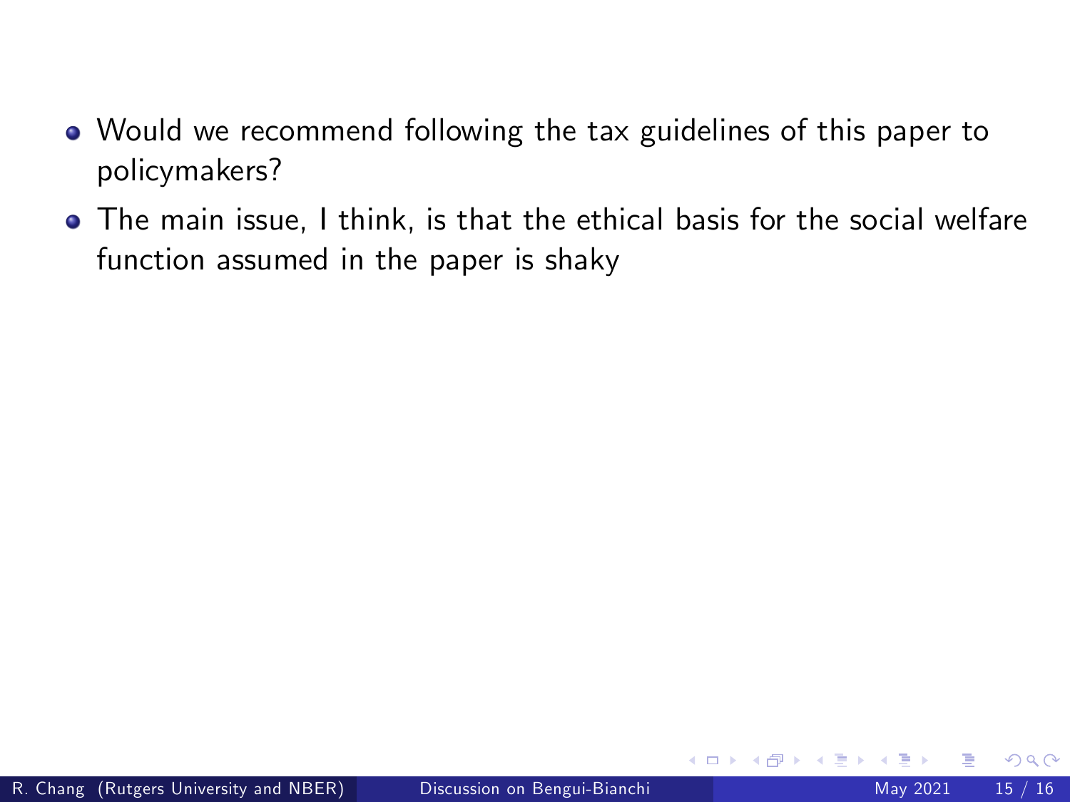- Would we recommend following the tax guidelines of this paper to policymakers?
- The main issue, I think, is that the ethical basis for the social welfare function assumed in the paper is shaky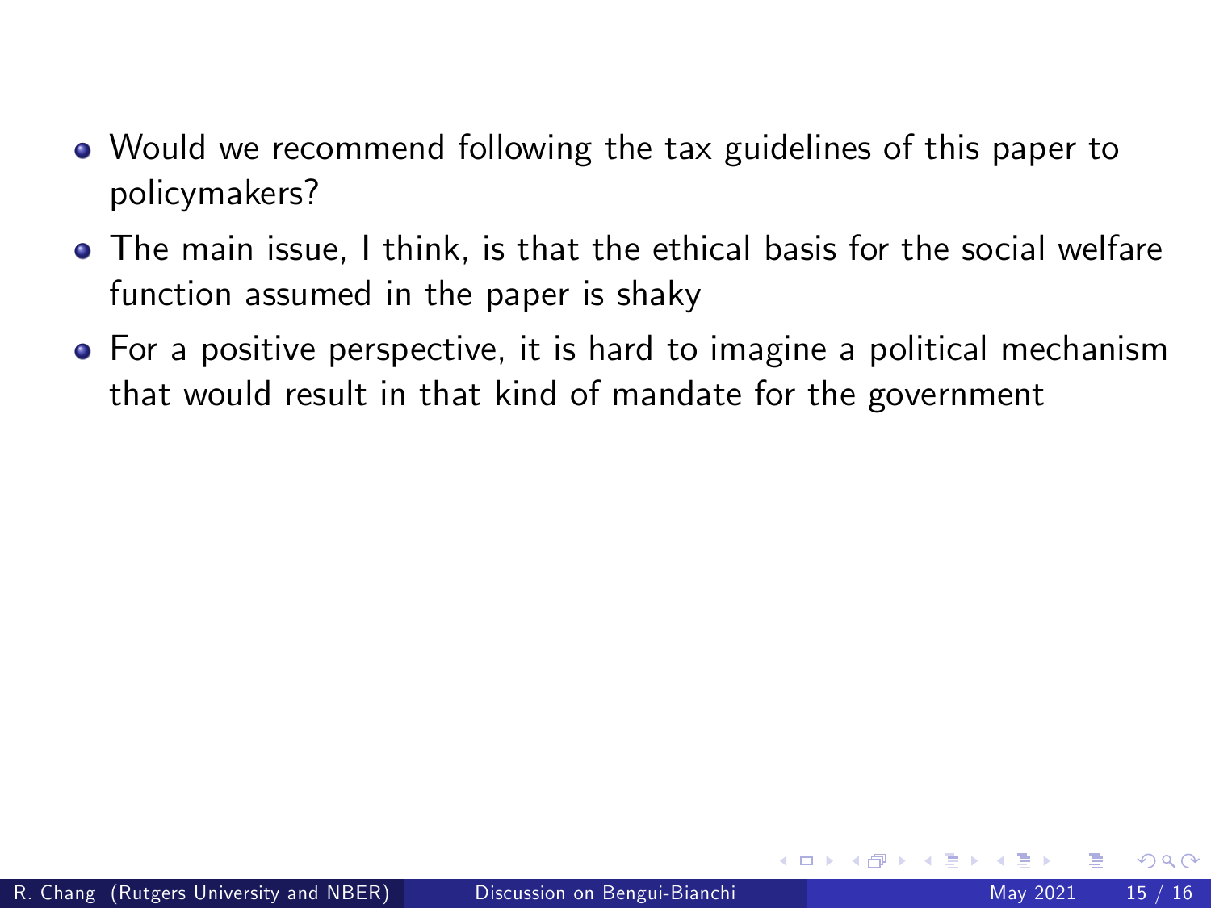- Would we recommend following the tax guidelines of this paper to policymakers?
- The main issue, I think, is that the ethical basis for the social welfare function assumed in the paper is shaky
- For a positive perspective, it is hard to imagine a political mechanism that would result in that kind of mandate for the government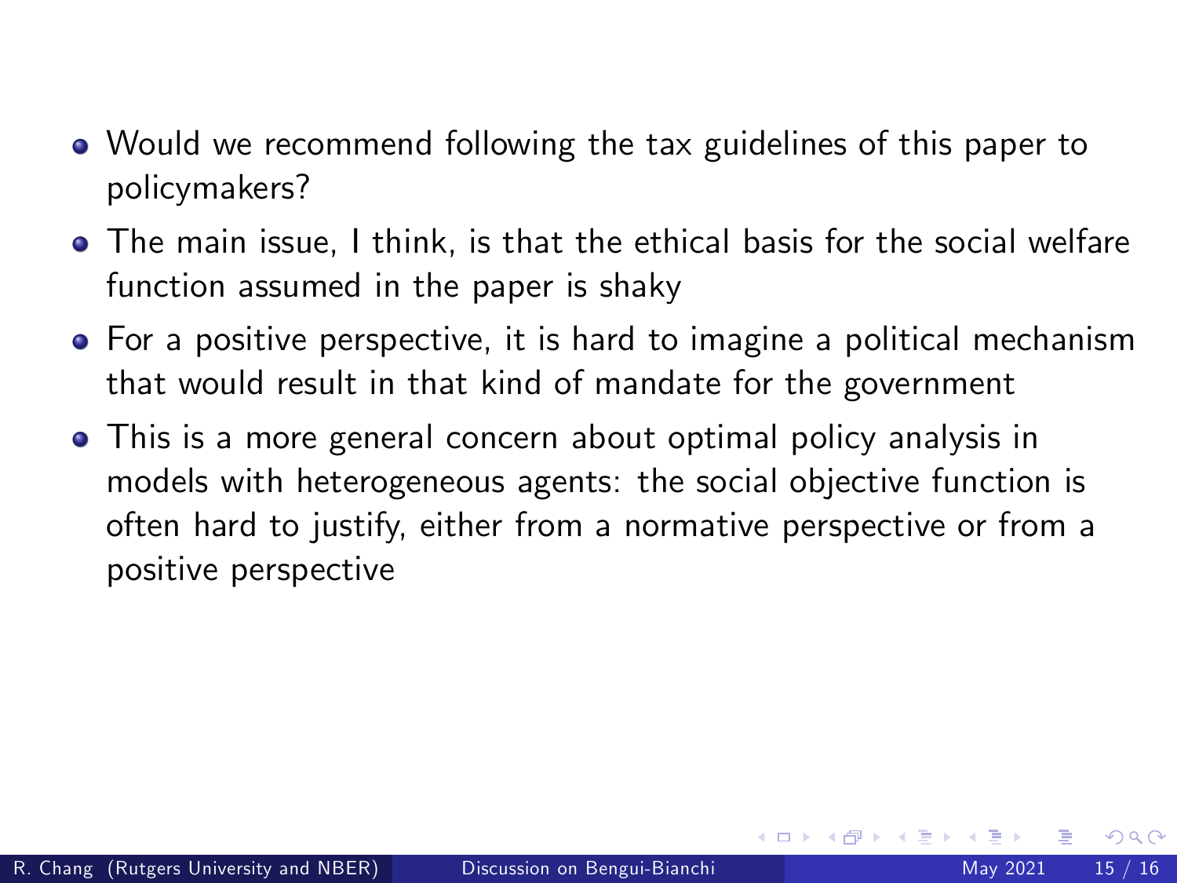- Would we recommend following the tax guidelines of this paper to policymakers?
- The main issue, I think, is that the ethical basis for the social welfare function assumed in the paper is shaky
- For a positive perspective, it is hard to imagine a political mechanism that would result in that kind of mandate for the government
- This is a more general concern about optimal policy analysis in models with heterogeneous agents: the social objective function is often hard to justify, either from a normative perspective or from a positive perspective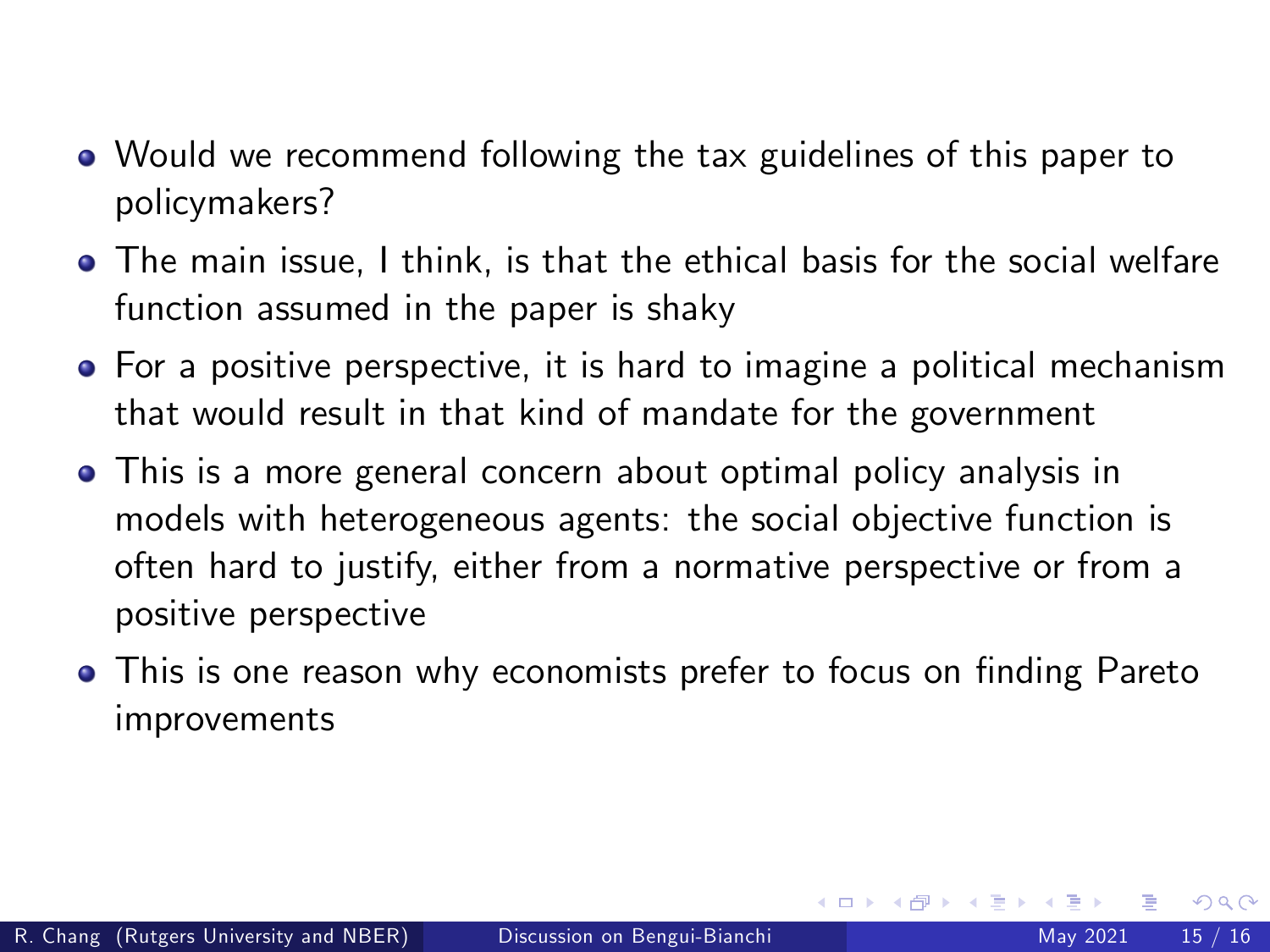- Would we recommend following the tax guidelines of this paper to policymakers?
- The main issue, I think, is that the ethical basis for the social welfare function assumed in the paper is shaky
- For a positive perspective, it is hard to imagine a political mechanism that would result in that kind of mandate for the government
- This is a more general concern about optimal policy analysis in models with heterogeneous agents: the social objective function is often hard to justify, either from a normative perspective or from a positive perspective
- This is one reason why economists prefer to focus on finding Pareto improvements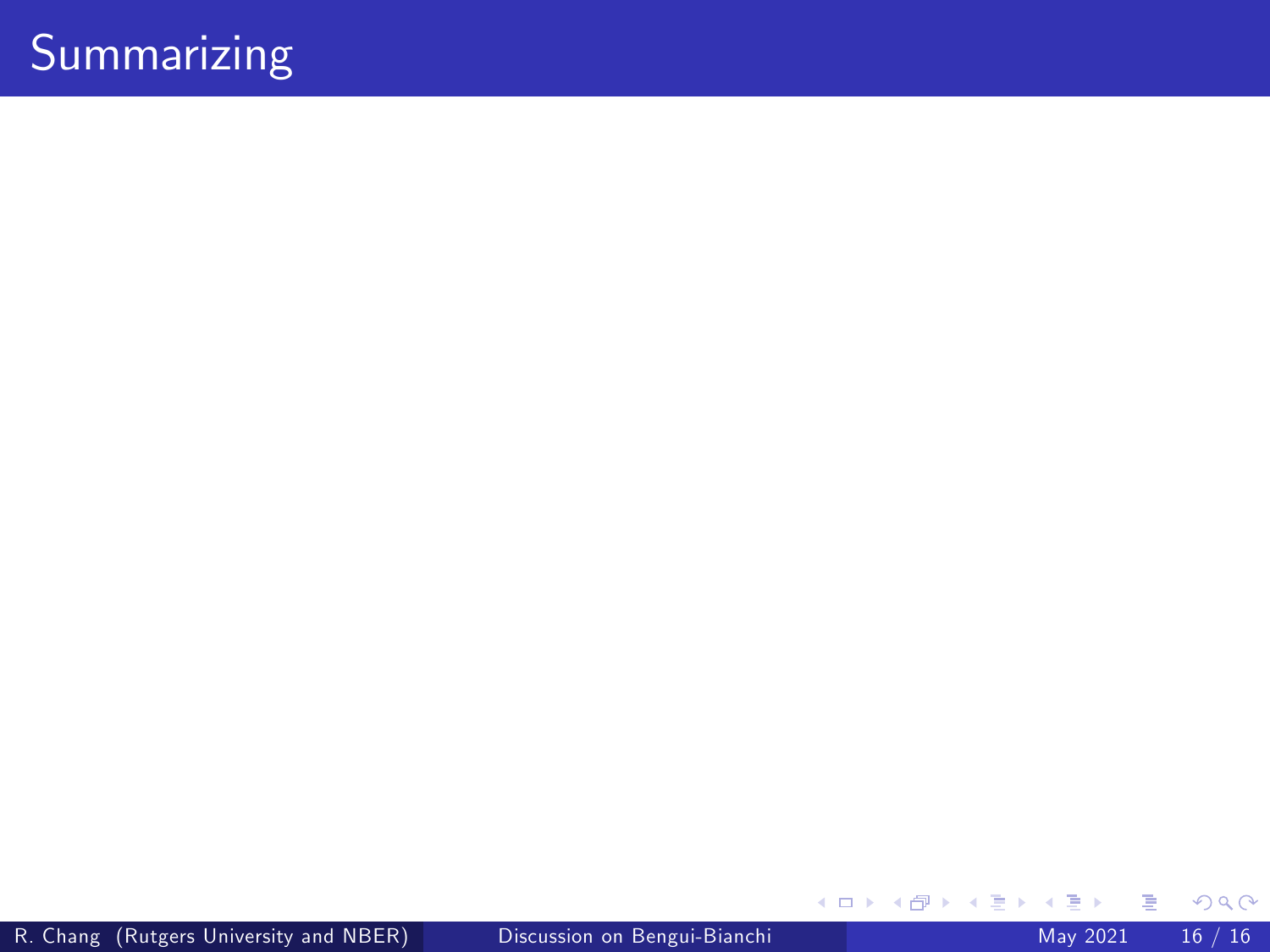# Summarizing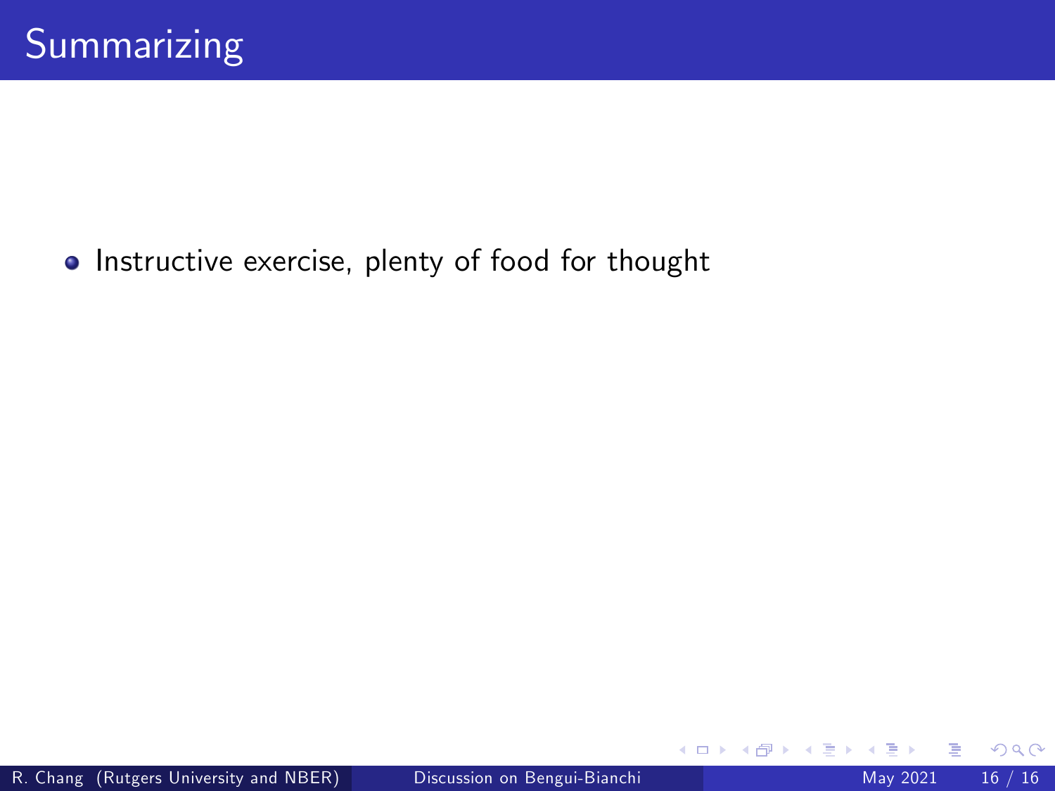# Summarizing

- Instructive exercise, plenty of food for thought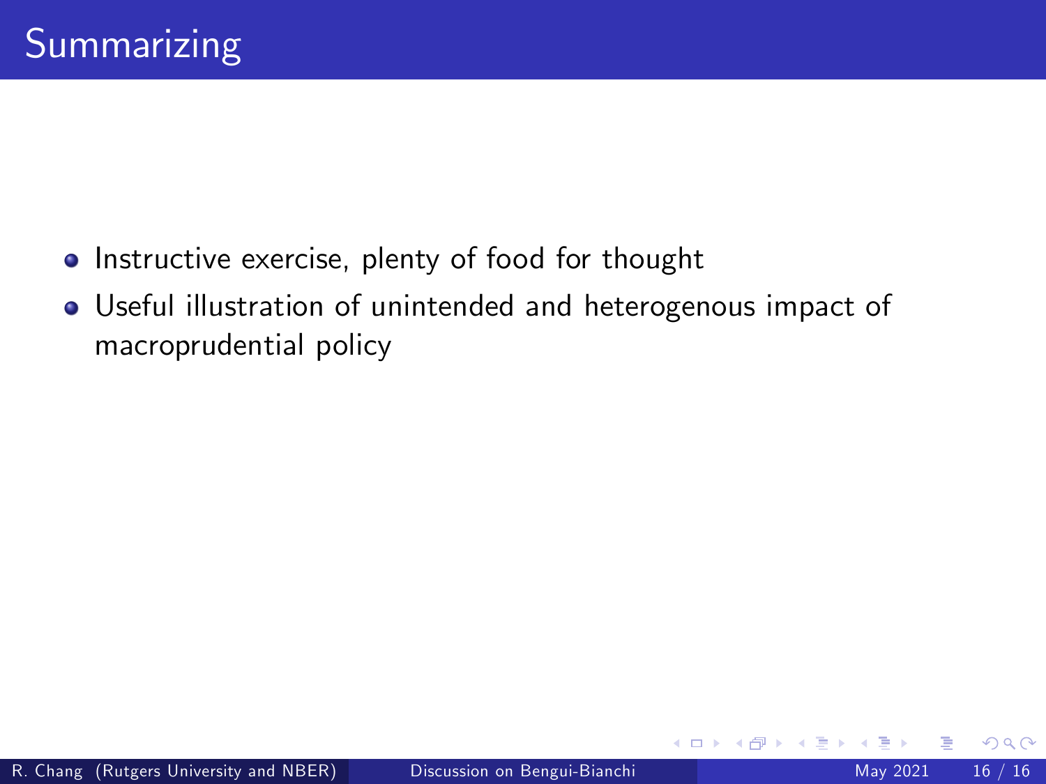# Summarizing

- Instructive exercise, plenty of food for thought
- Useful illustration of unintended and heterogenous impact of macroprudential policy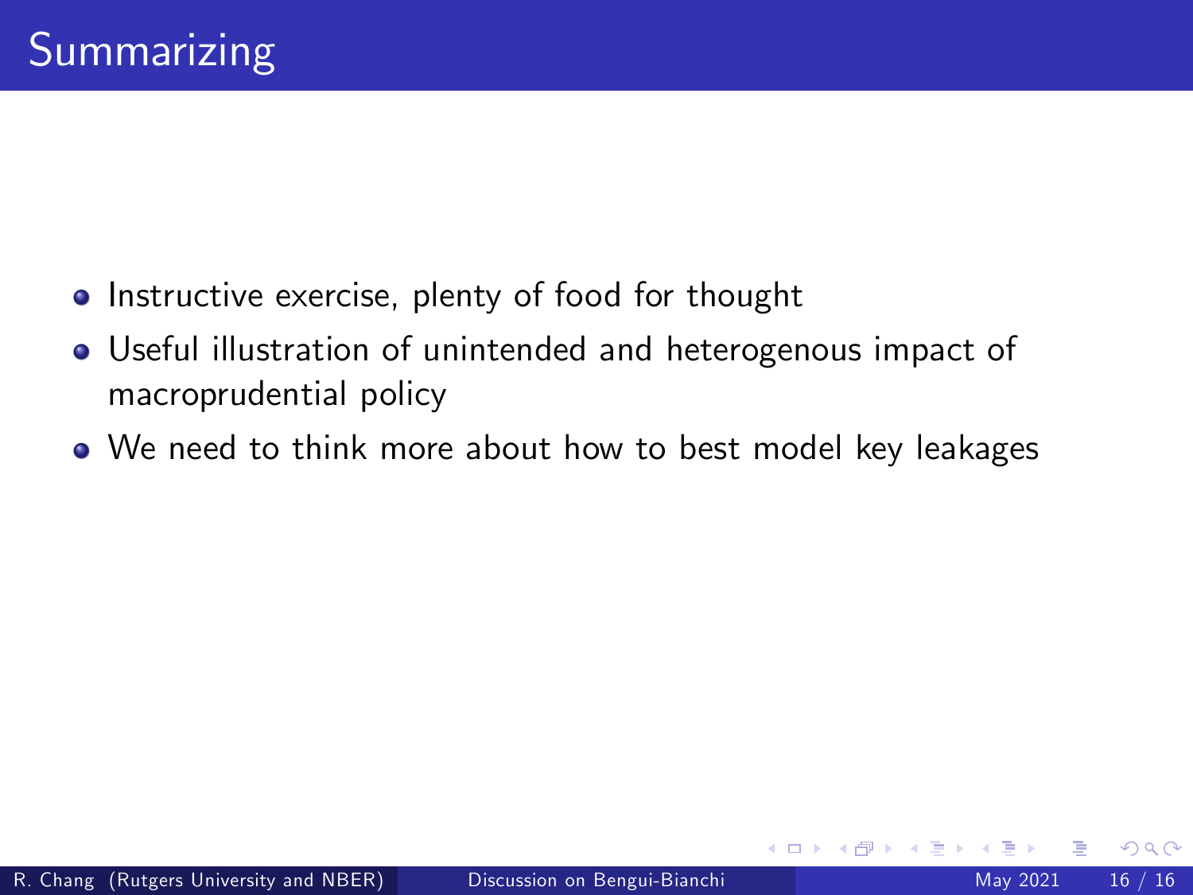# Summarizing

- Instructive exercise, plenty of food for thought
- Useful illustration of unintended and heterogenous impact of macroprudential policy
- We need to think more about how to best model key leakages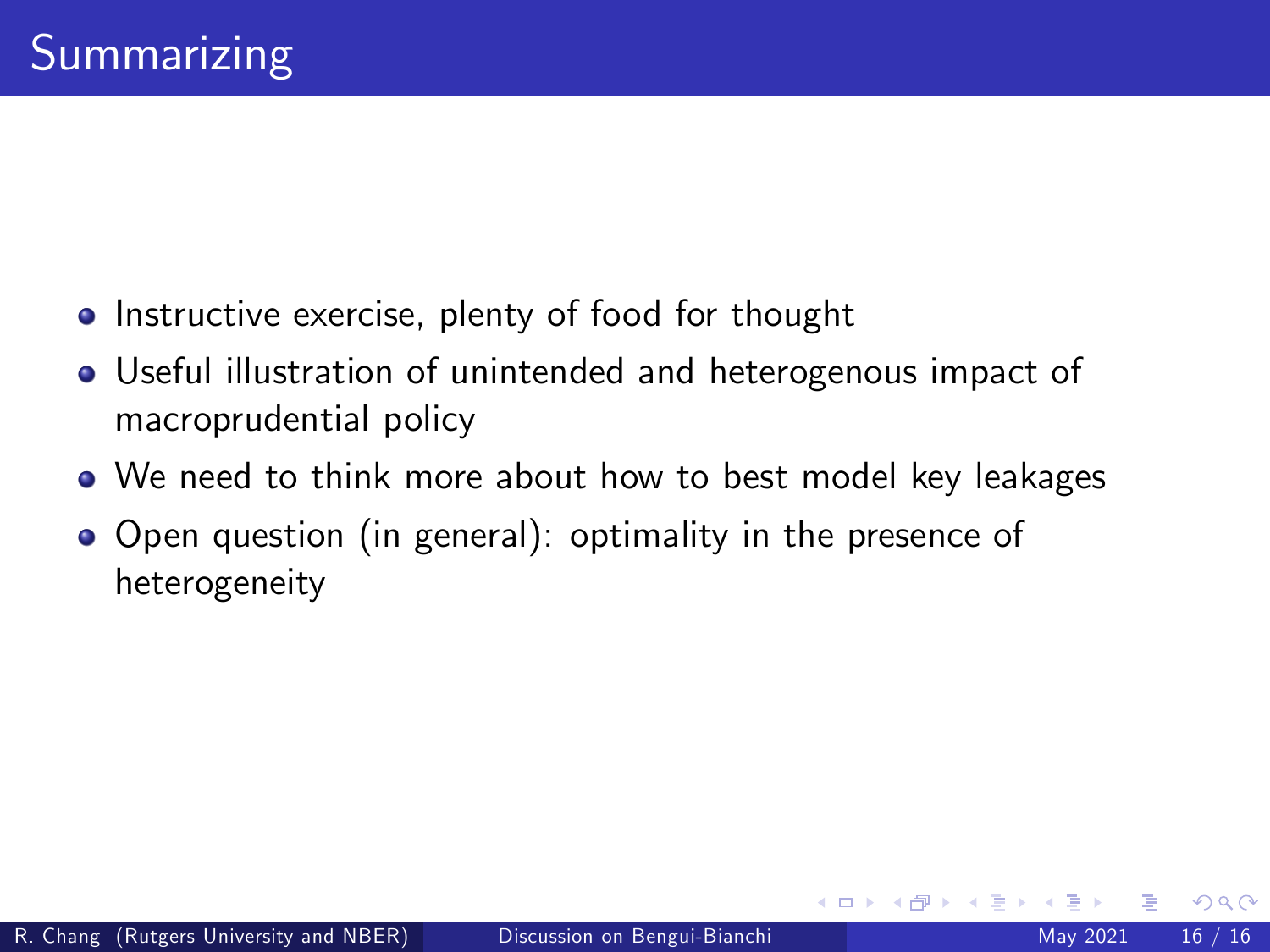# Summarizing

- Instructive exercise, plenty of food for thought
- Useful illustration of unintended and heterogenous impact of macroprudential policy
- We need to think more about how to best model key leakages
- Open question (in general): optimality in the presence of heterogeneity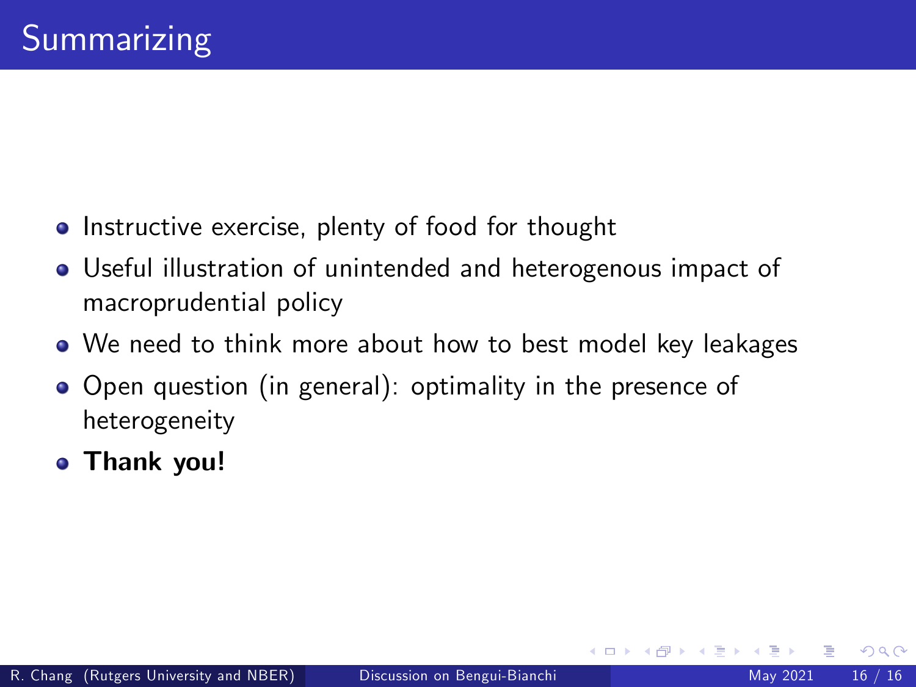# Summarizing

- Instructive exercise, plenty of food for thought
- Useful illustration of unintended and heterogenous impact of macroprudential policy
- We need to think more about how to best model key leakages
- Open question (in general): optimality in the presence of heterogeneity
- **Thank you!**